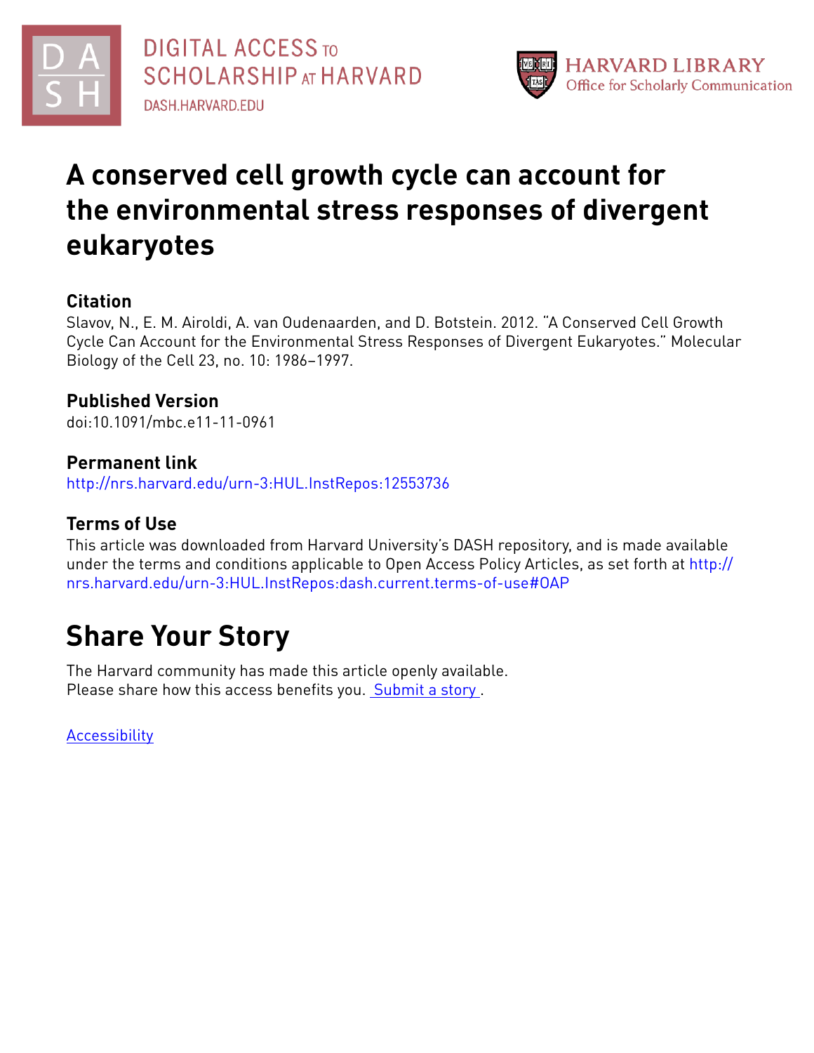DIGITAL ACCESS TO SCHOLARSHIP AT HARVARD
DASH.HARVARD.EDU

HARVARD LIBRARY
Office for Scholarly Communication

# A conserved cell growth cycle can account for the environmental stress responses of divergent eukaryotes

## Citation

Slavov, N., E. M. Airoldi, A. van Oudenaarden, and D. Botstein. 2012. "A Conserved Cell Growth Cycle Can Account for the Environmental Stress Responses of Divergent Eukaryotes." Molecular Biology of the Cell 23, no. 10: 1986–1997.

## Published Version

doi:10.1091/mbc.e11-11-0961

## Permanent link

http://nrs.harvard.edu/urn-3:HUL.InstRepos:12553736

## Terms of Use

This article was downloaded from Harvard University's DASH repository, and is made available under the terms and conditions applicable to Open Access Policy Articles, as set forth at http://nrs.harvard.edu/urn-3:HUL.InstRepos:dash.current.terms-of-use#OAP

# Share Your Story

The Harvard community has made this article openly available.
Please share how this access benefits you. Submit a story .

Accessibility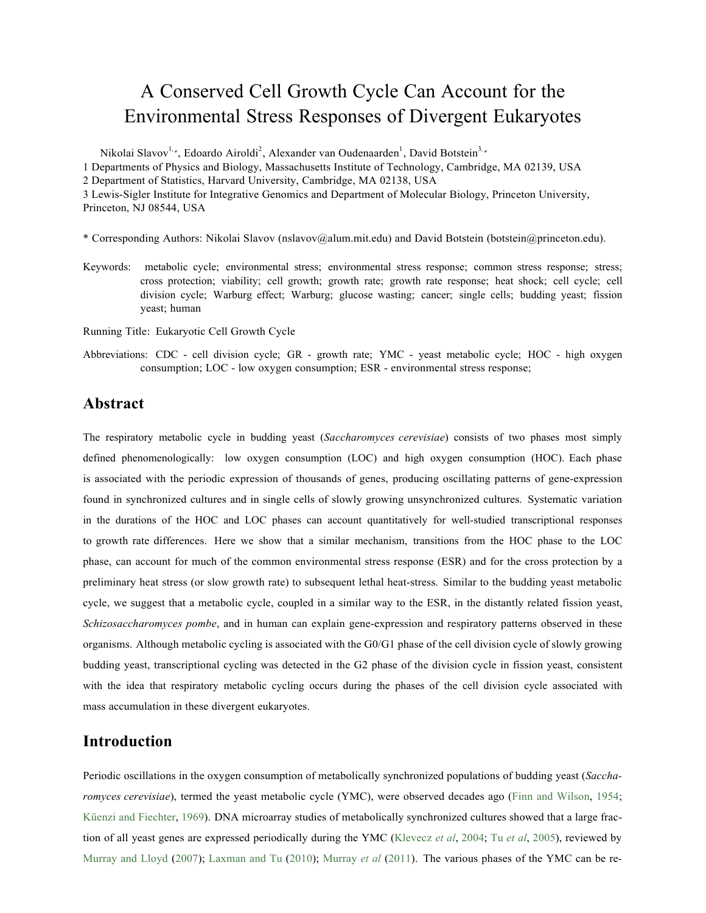# A Conserved Cell Growth Cycle Can Account for the Environmental Stress Responses of Divergent Eukaryotes

Nikolai Slavov[1,*], Edoardo Airoldi[2], Alexander van Oudenaarden[1], David Botstein[3,*]

1 Departments of Physics and Biology, Massachusetts Institute of Technology, Cambridge, MA 02139, USA
2 Department of Statistics, Harvard University, Cambridge, MA 02138, USA
3 Lewis-Sigler Institute for Integrative Genomics and Department of Molecular Biology, Princeton University, Princeton, NJ 08544, USA

\* Corresponding Authors: Nikolai Slavov (nslavov@alum.mit.edu) and David Botstein (botstein@princeton.edu).

Keywords: metabolic cycle; environmental stress; environmental stress response; common stress response; stress; cross protection; viability; cell growth; growth rate; growth rate response; heat shock; cell cycle; cell division cycle; Warburg effect; Warburg; glucose wasting; cancer; single cells; budding yeast; fission yeast; human

Running Title: Eukaryotic Cell Growth Cycle

Abbreviations: CDC - cell division cycle; GR - growth rate; YMC - yeast metabolic cycle; HOC - high oxygen consumption; LOC - low oxygen consumption; ESR - environmental stress response;

## Abstract

The respiratory metabolic cycle in budding yeast (*Saccharomyces cerevisiae*) consists of two phases most simply defined phenomenologically: low oxygen consumption (LOC) and high oxygen consumption (HOC). Each phase is associated with the periodic expression of thousands of genes, producing oscillating patterns of gene-expression found in synchronized cultures and in single cells of slowly growing unsynchronized cultures. Systematic variation in the durations of the HOC and LOC phases can account quantitatively for well-studied transcriptional responses to growth rate differences. Here we show that a similar mechanism, transitions from the HOC phase to the LOC phase, can account for much of the common environmental stress response (ESR) and for the cross protection by a preliminary heat stress (or slow growth rate) to subsequent lethal heat-stress. Similar to the budding yeast metabolic cycle, we suggest that a metabolic cycle, coupled in a similar way to the ESR, in the distantly related fission yeast, *Schizosaccharomyces pombe*, and in human can explain gene-expression and respiratory patterns observed in these organisms. Although metabolic cycling is associated with the G0/G1 phase of the cell division cycle of slowly growing budding yeast, transcriptional cycling was detected in the G2 phase of the division cycle in fission yeast, consistent with the idea that respiratory metabolic cycling occurs during the phases of the cell division cycle associated with mass accumulation in these divergent eukaryotes.

## Introduction

Periodic oscillations in the oxygen consumption of metabolically synchronized populations of budding yeast (*Saccharomyces cerevisiae*), termed the yeast metabolic cycle (YMC), were observed decades ago (Finn and Wilson, 1954; Küenzi and Fiechter, 1969). DNA microarray studies of metabolically synchronized cultures showed that a large fraction of all yeast genes are expressed periodically during the YMC (Klevecz *et al*, 2004; Tu *et al*, 2005), reviewed by Murray and Lloyd (2007); Laxman and Tu (2010); Murray *et al* (2011). The various phases of the YMC can be re-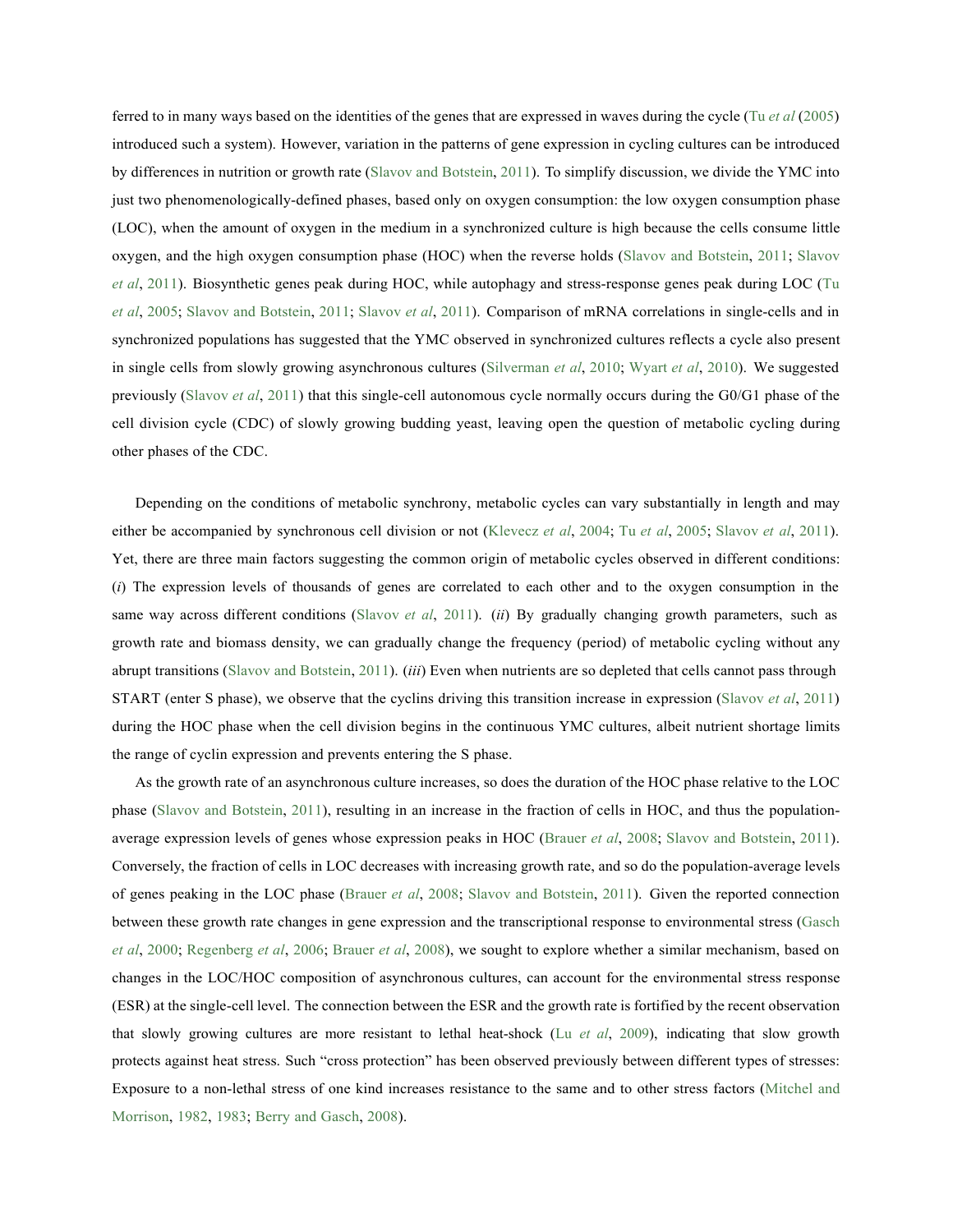ferred to in many ways based on the identities of the genes that are expressed in waves during the cycle (Tu *et al* (2005) introduced such a system). However, variation in the patterns of gene expression in cycling cultures can be introduced by differences in nutrition or growth rate (Slavov and Botstein, 2011). To simplify discussion, we divide the YMC into just two phenomenologically-defined phases, based only on oxygen consumption: the low oxygen consumption phase (LOC), when the amount of oxygen in the medium in a synchronized culture is high because the cells consume little oxygen, and the high oxygen consumption phase (HOC) when the reverse holds (Slavov and Botstein, 2011; Slavov *et al*, 2011). Biosynthetic genes peak during HOC, while autophagy and stress-response genes peak during LOC (Tu *et al*, 2005; Slavov and Botstein, 2011; Slavov *et al*, 2011). Comparison of mRNA correlations in single-cells and in synchronized populations has suggested that the YMC observed in synchronized cultures reflects a cycle also present in single cells from slowly growing asynchronous cultures (Silverman *et al*, 2010; Wyart *et al*, 2010). We suggested previously (Slavov *et al*, 2011) that this single-cell autonomous cycle normally occurs during the G0/G1 phase of the cell division cycle (CDC) of slowly growing budding yeast, leaving open the question of metabolic cycling during other phases of the CDC.

Depending on the conditions of metabolic synchrony, metabolic cycles can vary substantially in length and may either be accompanied by synchronous cell division or not (Klevecz *et al*, 2004; Tu *et al*, 2005; Slavov *et al*, 2011). Yet, there are three main factors suggesting the common origin of metabolic cycles observed in different conditions: (*i*) The expression levels of thousands of genes are correlated to each other and to the oxygen consumption in the same way across different conditions (Slavov *et al*, 2011). (*ii*) By gradually changing growth parameters, such as growth rate and biomass density, we can gradually change the frequency (period) of metabolic cycling without any abrupt transitions (Slavov and Botstein, 2011). (*iii*) Even when nutrients are so depleted that cells cannot pass through START (enter S phase), we observe that the cyclins driving this transition increase in expression (Slavov *et al*, 2011) during the HOC phase when the cell division begins in the continuous YMC cultures, albeit nutrient shortage limits the range of cyclin expression and prevents entering the S phase.

As the growth rate of an asynchronous culture increases, so does the duration of the HOC phase relative to the LOC phase (Slavov and Botstein, 2011), resulting in an increase in the fraction of cells in HOC, and thus the population-average expression levels of genes whose expression peaks in HOC (Brauer *et al*, 2008; Slavov and Botstein, 2011). Conversely, the fraction of cells in LOC decreases with increasing growth rate, and so do the population-average levels of genes peaking in the LOC phase (Brauer *et al*, 2008; Slavov and Botstein, 2011). Given the reported connection between these growth rate changes in gene expression and the transcriptional response to environmental stress (Gasch *et al*, 2000; Regenberg *et al*, 2006; Brauer *et al*, 2008), we sought to explore whether a similar mechanism, based on changes in the LOC/HOC composition of asynchronous cultures, can account for the environmental stress response (ESR) at the single-cell level. The connection between the ESR and the growth rate is fortified by the recent observation that slowly growing cultures are more resistant to lethal heat-shock (Lu *et al*, 2009), indicating that slow growth protects against heat stress. Such "cross protection" has been observed previously between different types of stresses: Exposure to a non-lethal stress of one kind increases resistance to the same and to other stress factors (Mitchel and Morrison, 1982, 1983; Berry and Gasch, 2008).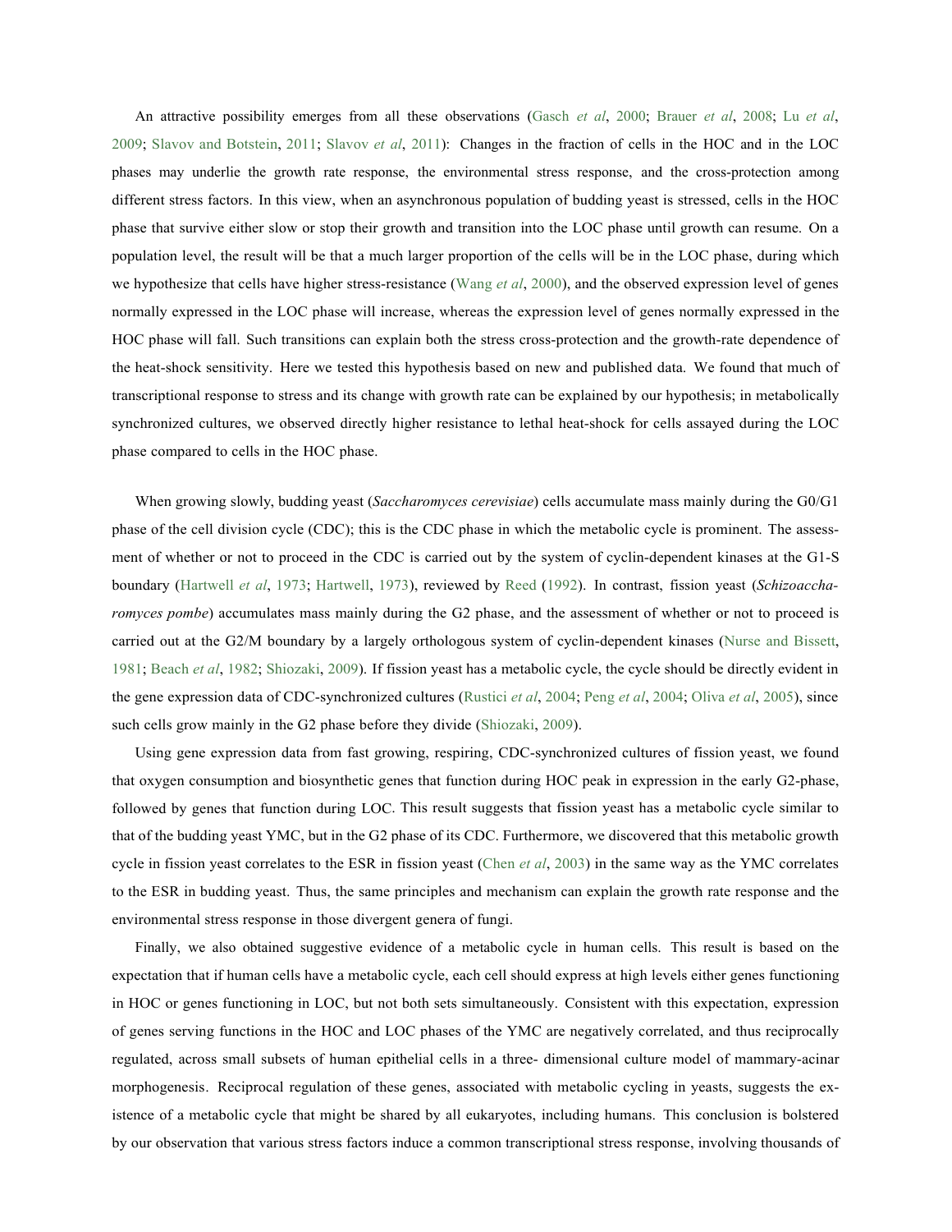An attractive possibility emerges from all these observations (Gasch *et al*, 2000; Brauer *et al*, 2008; Lu *et al*, 2009; Slavov and Botstein, 2011; Slavov *et al*, 2011): Changes in the fraction of cells in the HOC and in the LOC phases may underlie the growth rate response, the environmental stress response, and the cross-protection among different stress factors. In this view, when an asynchronous population of budding yeast is stressed, cells in the HOC phase that survive either slow or stop their growth and transition into the LOC phase until growth can resume. On a population level, the result will be that a much larger proportion of the cells will be in the LOC phase, during which we hypothesize that cells have higher stress-resistance (Wang *et al*, 2000), and the observed expression level of genes normally expressed in the LOC phase will increase, whereas the expression level of genes normally expressed in the HOC phase will fall. Such transitions can explain both the stress cross-protection and the growth-rate dependence of the heat-shock sensitivity. Here we tested this hypothesis based on new and published data. We found that much of transcriptional response to stress and its change with growth rate can be explained by our hypothesis; in metabolically synchronized cultures, we observed directly higher resistance to lethal heat-shock for cells assayed during the LOC phase compared to cells in the HOC phase.

When growing slowly, budding yeast (*Saccharomyces cerevisiae*) cells accumulate mass mainly during the G0/G1 phase of the cell division cycle (CDC); this is the CDC phase in which the metabolic cycle is prominent. The assessment of whether or not to proceed in the CDC is carried out by the system of cyclin-dependent kinases at the G1-S boundary (Hartwell *et al*, 1973; Hartwell, 1973), reviewed by Reed (1992). In contrast, fission yeast (*Schizoaccharomyces pombe*) accumulates mass mainly during the G2 phase, and the assessment of whether or not to proceed is carried out at the G2/M boundary by a largely orthologous system of cyclin-dependent kinases (Nurse and Bissett, 1981; Beach *et al*, 1982; Shiozaki, 2009). If fission yeast has a metabolic cycle, the cycle should be directly evident in the gene expression data of CDC-synchronized cultures (Rustici *et al*, 2004; Peng *et al*, 2004; Oliva *et al*, 2005), since such cells grow mainly in the G2 phase before they divide (Shiozaki, 2009).

Using gene expression data from fast growing, respiring, CDC-synchronized cultures of fission yeast, we found that oxygen consumption and biosynthetic genes that function during HOC peak in expression in the early G2-phase, followed by genes that function during LOC. This result suggests that fission yeast has a metabolic cycle similar to that of the budding yeast YMC, but in the G2 phase of its CDC. Furthermore, we discovered that this metabolic growth cycle in fission yeast correlates to the ESR in fission yeast (Chen *et al*, 2003) in the same way as the YMC correlates to the ESR in budding yeast. Thus, the same principles and mechanism can explain the growth rate response and the environmental stress response in those divergent genera of fungi.

Finally, we also obtained suggestive evidence of a metabolic cycle in human cells. This result is based on the expectation that if human cells have a metabolic cycle, each cell should express at high levels either genes functioning in HOC or genes functioning in LOC, but not both sets simultaneously. Consistent with this expectation, expression of genes serving functions in the HOC and LOC phases of the YMC are negatively correlated, and thus reciprocally regulated, across small subsets of human epithelial cells in a three- dimensional culture model of mammary-acinar morphogenesis. Reciprocal regulation of these genes, associated with metabolic cycling in yeasts, suggests the existence of a metabolic cycle that might be shared by all eukaryotes, including humans. This conclusion is bolstered by our observation that various stress factors induce a common transcriptional stress response, involving thousands of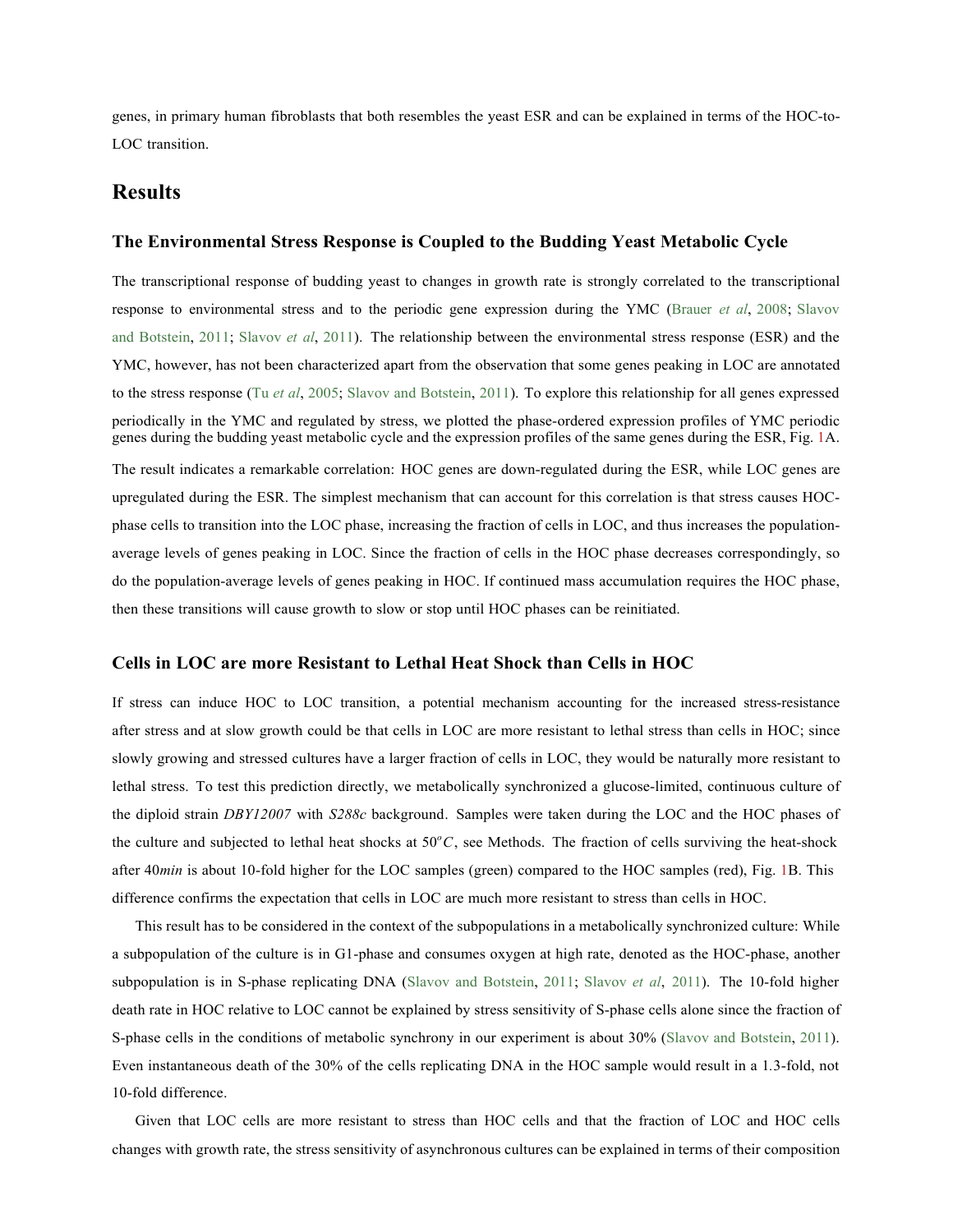genes, in primary human fibroblasts that both resembles the yeast ESR and can be explained in terms of the HOC-to-LOC transition.

## Results

### The Environmental Stress Response is Coupled to the Budding Yeast Metabolic Cycle

The transcriptional response of budding yeast to changes in growth rate is strongly correlated to the transcriptional response to environmental stress and to the periodic gene expression during the YMC (Brauer *et al*, 2008; Slavov and Botstein, 2011; Slavov *et al*, 2011). The relationship between the environmental stress response (ESR) and the YMC, however, has not been characterized apart from the observation that some genes peaking in LOC are annotated to the stress response (Tu *et al*, 2005; Slavov and Botstein, 2011). To explore this relationship for all genes expressed periodically in the YMC and regulated by stress, we plotted the phase-ordered expression profiles of YMC periodic genes during the budding yeast metabolic cycle and the expression profiles of the same genes during the ESR, Fig. 1A. The result indicates a remarkable correlation: HOC genes are down-regulated during the ESR, while LOC genes are upregulated during the ESR. The simplest mechanism that can account for this correlation is that stress causes HOC-phase cells to transition into the LOC phase, increasing the fraction of cells in LOC, and thus increases the population-average levels of genes peaking in LOC. Since the fraction of cells in the HOC phase decreases correspondingly, so do the population-average levels of genes peaking in HOC. If continued mass accumulation requires the HOC phase, then these transitions will cause growth to slow or stop until HOC phases can be reinitiated.

### Cells in LOC are more Resistant to Lethal Heat Shock than Cells in HOC

If stress can induce HOC to LOC transition, a potential mechanism accounting for the increased stress-resistance after stress and at slow growth could be that cells in LOC are more resistant to lethal stress than cells in HOC; since slowly growing and stressed cultures have a larger fraction of cells in LOC, they would be naturally more resistant to lethal stress. To test this prediction directly, we metabolically synchronized a glucose-limited, continuous culture of the diploid strain *DBY12007* with *S288c* background. Samples were taken during the LOC and the HOC phases of the culture and subjected to lethal heat shocks at $50^oC$, see Methods. The fraction of cells surviving the heat-shock after 40*min* is about 10-fold higher for the LOC samples (green) compared to the HOC samples (red), Fig. 1B. This difference confirms the expectation that cells in LOC are much more resistant to stress than cells in HOC.

This result has to be considered in the context of the subpopulations in a metabolically synchronized culture: While a subpopulation of the culture is in G1-phase and consumes oxygen at high rate, denoted as the HOC-phase, another subpopulation is in S-phase replicating DNA (Slavov and Botstein, 2011; Slavov *et al*, 2011). The 10-fold higher death rate in HOC relative to LOC cannot be explained by stress sensitivity of S-phase cells alone since the fraction of S-phase cells in the conditions of metabolic synchrony in our experiment is about 30% (Slavov and Botstein, 2011). Even instantaneous death of the 30% of the cells replicating DNA in the HOC sample would result in a 1.3-fold, not 10-fold difference.

Given that LOC cells are more resistant to stress than HOC cells and that the fraction of LOC and HOC cells changes with growth rate, the stress sensitivity of asynchronous cultures can be explained in terms of their composition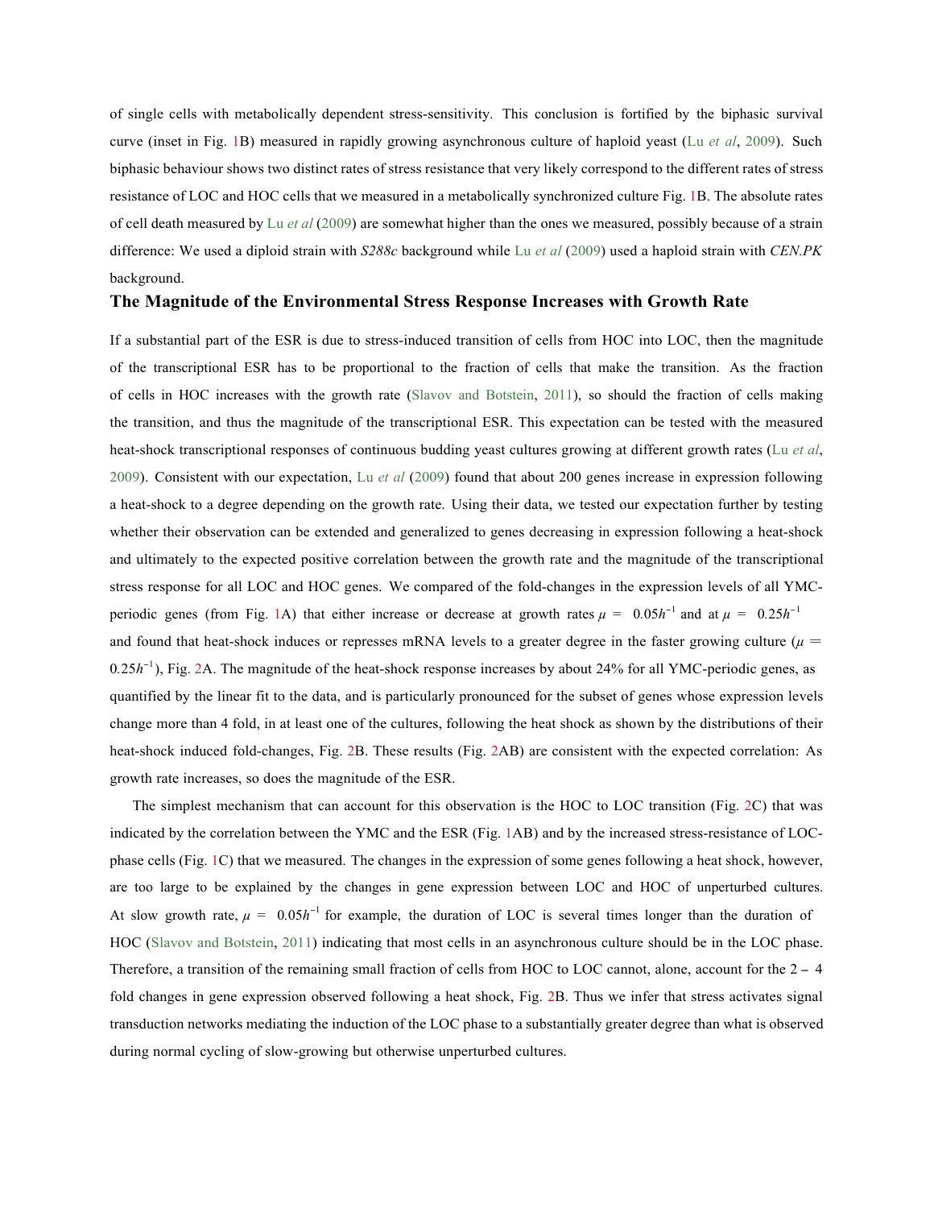of single cells with metabolically dependent stress-sensitivity. This conclusion is fortified by the biphasic survival curve (inset in Fig. 1B) measured in rapidly growing asynchronous culture of haploid yeast (Lu *et al*, 2009). Such biphasic behaviour shows two distinct rates of stress resistance that very likely correspond to the different rates of stress resistance of LOC and HOC cells that we measured in a metabolically synchronized culture Fig. 1B. The absolute rates of cell death measured by Lu *et al* (2009) are somewhat higher than the ones we measured, possibly because of a strain difference: We used a diploid strain with *S288c* background while Lu *et al* (2009) used a haploid strain with *CEN.PK* background.

## The Magnitude of the Environmental Stress Response Increases with Growth Rate

If a substantial part of the ESR is due to stress-induced transition of cells from HOC into LOC, then the magnitude of the transcriptional ESR has to be proportional to the fraction of cells that make the transition. As the fraction of cells in HOC increases with the growth rate (Slavov and Botstein, 2011), so should the fraction of cells making the transition, and thus the magnitude of the transcriptional ESR. This expectation can be tested with the measured heat-shock transcriptional responses of continuous budding yeast cultures growing at different growth rates (Lu *et al*, 2009). Consistent with our expectation, Lu *et al* (2009) found that about 200 genes increase in expression following a heat-shock to a degree depending on the growth rate. Using their data, we tested our expectation further by testing whether their observation can be extended and generalized to genes decreasing in expression following a heat-shock and ultimately to the expected positive correlation between the growth rate and the magnitude of the transcriptional stress response for all LOC and HOC genes. We compared of the fold-changes in the expression levels of all YMC-periodic genes (from Fig. 1A) that either increase or decrease at growth rates $\mu = 0.05h^{-1}$ and at $\mu = 0.25h^{-1}$ and found that heat-shock induces or represses mRNA levels to a greater degree in the faster growing culture ($\mu = 0.25h^{-1}$), Fig. 2A. The magnitude of the heat-shock response increases by about 24% for all YMC-periodic genes, as quantified by the linear fit to the data, and is particularly pronounced for the subset of genes whose expression levels change more than 4 fold, in at least one of the cultures, following the heat shock as shown by the distributions of their heat-shock induced fold-changes, Fig. 2B. These results (Fig. 2AB) are consistent with the expected correlation: As growth rate increases, so does the magnitude of the ESR.

The simplest mechanism that can account for this observation is the HOC to LOC transition (Fig. 2C) that was indicated by the correlation between the YMC and the ESR (Fig. 1AB) and by the increased stress-resistance of LOC-phase cells (Fig. 1C) that we measured. The changes in the expression of some genes following a heat shock, however, are too large to be explained by the changes in gene expression between LOC and HOC of unperturbed cultures. At slow growth rate, $\mu = 0.05h^{-1}$ for example, the duration of LOC is several times longer than the duration of HOC (Slavov and Botstein, 2011) indicating that most cells in an asynchronous culture should be in the LOC phase. Therefore, a transition of the remaining small fraction of cells from HOC to LOC cannot, alone, account for the 2 – 4 fold changes in gene expression observed following a heat shock, Fig. 2B. Thus we infer that stress activates signal transduction networks mediating the induction of the LOC phase to a substantially greater degree than what is observed during normal cycling of slow-growing but otherwise unperturbed cultures.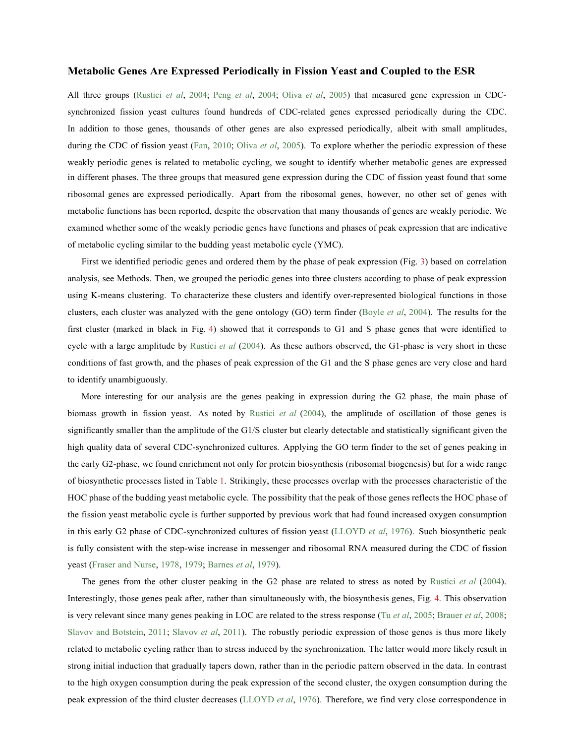### Metabolic Genes Are Expressed Periodically in Fission Yeast and Coupled to the ESR

All three groups (Rustici *et al*, 2004; Peng *et al*, 2004; Oliva *et al*, 2005) that measured gene expression in CDC-synchronized fission yeast cultures found hundreds of CDC-related genes expressed periodically during the CDC. In addition to those genes, thousands of other genes are also expressed periodically, albeit with small amplitudes, during the CDC of fission yeast (Fan, 2010; Oliva *et al*, 2005). To explore whether the periodic expression of these weakly periodic genes is related to metabolic cycling, we sought to identify whether metabolic genes are expressed in different phases. The three groups that measured gene expression during the CDC of fission yeast found that some ribosomal genes are expressed periodically. Apart from the ribosomal genes, however, no other set of genes with metabolic functions has been reported, despite the observation that many thousands of genes are weakly periodic. We examined whether some of the weakly periodic genes have functions and phases of peak expression that are indicative of metabolic cycling similar to the budding yeast metabolic cycle (YMC).

First we identified periodic genes and ordered them by the phase of peak expression (Fig. 3) based on correlation analysis, see Methods. Then, we grouped the periodic genes into three clusters according to phase of peak expression using K-means clustering. To characterize these clusters and identify over-represented biological functions in those clusters, each cluster was analyzed with the gene ontology (GO) term finder (Boyle *et al*, 2004). The results for the first cluster (marked in black in Fig. 4) showed that it corresponds to G1 and S phase genes that were identified to cycle with a large amplitude by Rustici *et al* (2004). As these authors observed, the G1-phase is very short in these conditions of fast growth, and the phases of peak expression of the G1 and the S phase genes are very close and hard to identify unambiguously.

More interesting for our analysis are the genes peaking in expression during the G2 phase, the main phase of biomass growth in fission yeast. As noted by Rustici *et al* (2004), the amplitude of oscillation of those genes is significantly smaller than the amplitude of the G1/S cluster but clearly detectable and statistically significant given the high quality data of several CDC-synchronized cultures. Applying the GO term finder to the set of genes peaking in the early G2-phase, we found enrichment not only for protein biosynthesis (ribosomal biogenesis) but for a wide range of biosynthetic processes listed in Table 1. Strikingly, these processes overlap with the processes characteristic of the HOC phase of the budding yeast metabolic cycle. The possibility that the peak of those genes reflects the HOC phase of the fission yeast metabolic cycle is further supported by previous work that had found increased oxygen consumption in this early G2 phase of CDC-synchronized cultures of fission yeast (LLOYD *et al*, 1976). Such biosynthetic peak is fully consistent with the step-wise increase in messenger and ribosomal RNA measured during the CDC of fission yeast (Fraser and Nurse, 1978, 1979; Barnes *et al*, 1979).

The genes from the other cluster peaking in the G2 phase are related to stress as noted by Rustici *et al* (2004). Interestingly, those genes peak after, rather than simultaneously with, the biosynthesis genes, Fig. 4. This observation is very relevant since many genes peaking in LOC are related to the stress response (Tu *et al*, 2005; Brauer *et al*, 2008; Slavov and Botstein, 2011; Slavov *et al*, 2011). The robustly periodic expression of those genes is thus more likely related to metabolic cycling rather than to stress induced by the synchronization. The latter would more likely result in strong initial induction that gradually tapers down, rather than in the periodic pattern observed in the data. In contrast to the high oxygen consumption during the peak expression of the second cluster, the oxygen consumption during the peak expression of the third cluster decreases (LLOYD *et al*, 1976). Therefore, we find very close correspondence in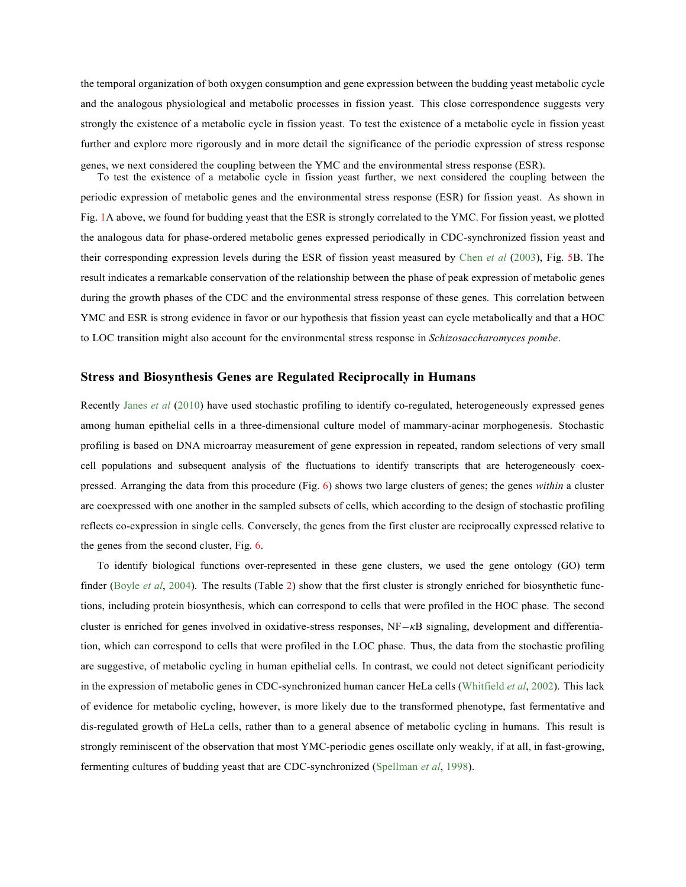the temporal organization of both oxygen consumption and gene expression between the budding yeast metabolic cycle and the analogous physiological and metabolic processes in fission yeast. This close correspondence suggests very strongly the existence of a metabolic cycle in fission yeast. To test the existence of a metabolic cycle in fission yeast further and explore more rigorously and in more detail the significance of the periodic expression of stress response genes, we next considered the coupling between the YMC and the environmental stress response (ESR).

To test the existence of a metabolic cycle in fission yeast further, we next considered the coupling between the periodic expression of metabolic genes and the environmental stress response (ESR) for fission yeast. As shown in Fig. 1A above, we found for budding yeast that the ESR is strongly correlated to the YMC. For fission yeast, we plotted the analogous data for phase-ordered metabolic genes expressed periodically in CDC-synchronized fission yeast and their corresponding expression levels during the ESR of fission yeast measured by Chen *et al* (2003), Fig. 5B. The result indicates a remarkable conservation of the relationship between the phase of peak expression of metabolic genes during the growth phases of the CDC and the environmental stress response of these genes. This correlation between YMC and ESR is strong evidence in favor or our hypothesis that fission yeast can cycle metabolically and that a HOC to LOC transition might also account for the environmental stress response in *Schizosaccharomyces pombe*.

## Stress and Biosynthesis Genes are Regulated Reciprocally in Humans

Recently Janes *et al* (2010) have used stochastic profiling to identify co-regulated, heterogeneously expressed genes among human epithelial cells in a three-dimensional culture model of mammary-acinar morphogenesis. Stochastic profiling is based on DNA microarray measurement of gene expression in repeated, random selections of very small cell populations and subsequent analysis of the fluctuations to identify transcripts that are heterogeneously coexpressed. Arranging the data from this procedure (Fig. 6) shows two large clusters of genes; the genes *within* a cluster are coexpressed with one another in the sampled subsets of cells, which according to the design of stochastic profiling reflects co-expression in single cells. Conversely, the genes from the first cluster are reciprocally expressed relative to the genes from the second cluster, Fig. 6.

To identify biological functions over-represented in these gene clusters, we used the gene ontology (GO) term finder (Boyle *et al*, 2004). The results (Table 2) show that the first cluster is strongly enriched for biosynthetic functions, including protein biosynthesis, which can correspond to cells that were profiled in the HOC phase. The second cluster is enriched for genes involved in oxidative-stress responses, NF$-\kappa$B signaling, development and differentiation, which can correspond to cells that were profiled in the LOC phase. Thus, the data from the stochastic profiling are suggestive, of metabolic cycling in human epithelial cells. In contrast, we could not detect significant periodicity in the expression of metabolic genes in CDC-synchronized human cancer HeLa cells (Whitfield *et al*, 2002). This lack of evidence for metabolic cycling, however, is more likely due to the transformed phenotype, fast fermentative and dis-regulated growth of HeLa cells, rather than to a general absence of metabolic cycling in humans. This result is strongly reminiscent of the observation that most YMC-periodic genes oscillate only weakly, if at all, in fast-growing, fermenting cultures of budding yeast that are CDC-synchronized (Spellman *et al*, 1998).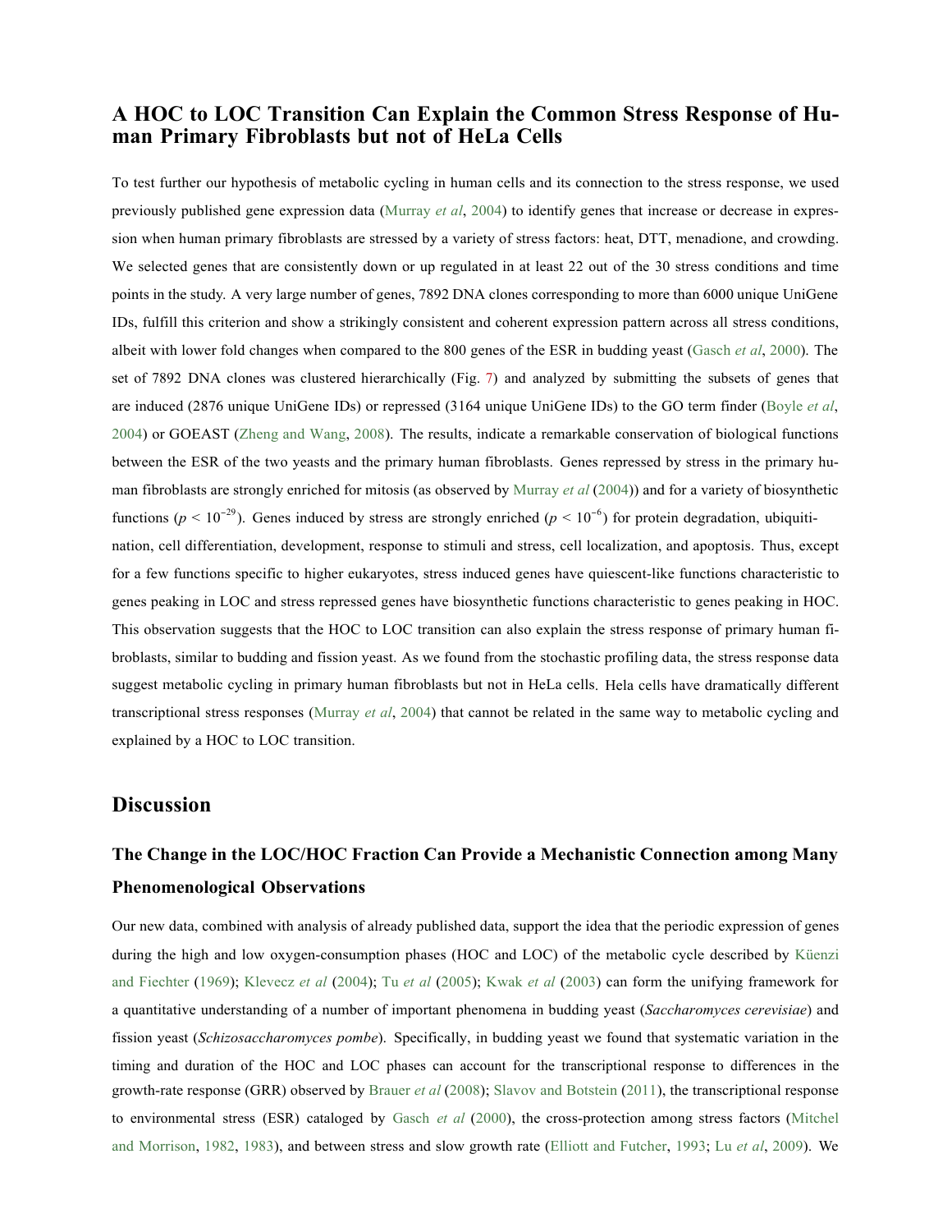### A HOC to LOC Transition Can Explain the Common Stress Response of Human Primary Fibroblasts but not of HeLa Cells

To test further our hypothesis of metabolic cycling in human cells and its connection to the stress response, we used previously published gene expression data (Murray *et al*, 2004) to identify genes that increase or decrease in expression when human primary fibroblasts are stressed by a variety of stress factors: heat, DTT, menadione, and crowding. We selected genes that are consistently down or up regulated in at least 22 out of the 30 stress conditions and time points in the study. A very large number of genes, 7892 DNA clones corresponding to more than 6000 unique UniGene IDs, fulfill this criterion and show a strikingly consistent and coherent expression pattern across all stress conditions, albeit with lower fold changes when compared to the 800 genes of the ESR in budding yeast (Gasch *et al*, 2000). The set of 7892 DNA clones was clustered hierarchically (Fig. 7) and analyzed by submitting the subsets of genes that are induced (2876 unique UniGene IDs) or repressed (3164 unique UniGene IDs) to the GO term finder (Boyle *et al*, 2004) or GOEAST (Zheng and Wang, 2008). The results, indicate a remarkable conservation of biological functions between the ESR of the two yeasts and the primary human fibroblasts. Genes repressed by stress in the primary human fibroblasts are strongly enriched for mitosis (as observed by Murray *et al* (2004)) and for a variety of biosynthetic functions ($p < 10^{-29}$). Genes induced by stress are strongly enriched ($p < 10^{-6}$) for protein degradation, ubiquitination, cell differentiation, development, response to stimuli and stress, cell localization, and apoptosis. Thus, except for a few functions specific to higher eukaryotes, stress induced genes have quiescent-like functions characteristic to genes peaking in LOC and stress repressed genes have biosynthetic functions characteristic to genes peaking in HOC. This observation suggests that the HOC to LOC transition can also explain the stress response of primary human fibroblasts, similar to budding and fission yeast. As we found from the stochastic profiling data, the stress response data suggest metabolic cycling in primary human fibroblasts but not in HeLa cells. Hela cells have dramatically different transcriptional stress responses (Murray *et al*, 2004) that cannot be related in the same way to metabolic cycling and explained by a HOC to LOC transition.

## Discussion

### The Change in the LOC/HOC Fraction Can Provide a Mechanistic Connection among Many Phenomenological Observations

Our new data, combined with analysis of already published data, support the idea that the periodic expression of genes during the high and low oxygen-consumption phases (HOC and LOC) of the metabolic cycle described by Küenzi and Fiechter (1969); Klevecz *et al* (2004); Tu *et al* (2005); Kwak *et al* (2003) can form the unifying framework for a quantitative understanding of a number of important phenomena in budding yeast (*Saccharomyces cerevisiae*) and fission yeast (*Schizosaccharomyces pombe*). Specifically, in budding yeast we found that systematic variation in the timing and duration of the HOC and LOC phases can account for the transcriptional response to differences in the growth-rate response (GRR) observed by Brauer *et al* (2008); Slavov and Botstein (2011), the transcriptional response to environmental stress (ESR) cataloged by Gasch *et al* (2000), the cross-protection among stress factors (Mitchel and Morrison, 1982, 1983), and between stress and slow growth rate (Elliott and Futcher, 1993; Lu *et al*, 2009). We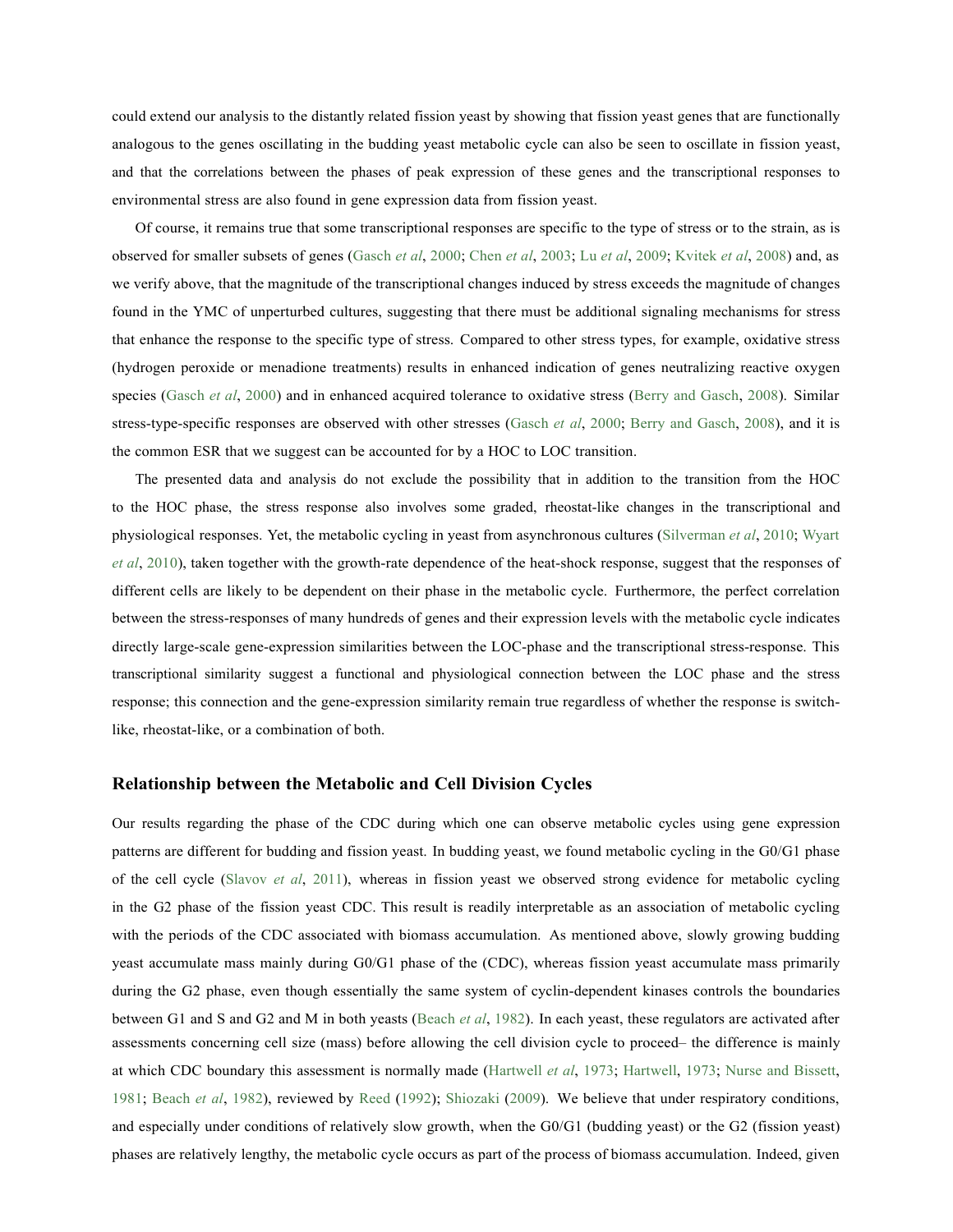could extend our analysis to the distantly related fission yeast by showing that fission yeast genes that are functionally analogous to the genes oscillating in the budding yeast metabolic cycle can also be seen to oscillate in fission yeast, and that the correlations between the phases of peak expression of these genes and the transcriptional responses to environmental stress are also found in gene expression data from fission yeast.

Of course, it remains true that some transcriptional responses are specific to the type of stress or to the strain, as is observed for smaller subsets of genes (Gasch *et al*, 2000; Chen *et al*, 2003; Lu *et al*, 2009; Kvitek *et al*, 2008) and, as we verify above, that the magnitude of the transcriptional changes induced by stress exceeds the magnitude of changes found in the YMC of unperturbed cultures, suggesting that there must be additional signaling mechanisms for stress that enhance the response to the specific type of stress. Compared to other stress types, for example, oxidative stress (hydrogen peroxide or menadione treatments) results in enhanced indication of genes neutralizing reactive oxygen species (Gasch *et al*, 2000) and in enhanced acquired tolerance to oxidative stress (Berry and Gasch, 2008). Similar stress-type-specific responses are observed with other stresses (Gasch *et al*, 2000; Berry and Gasch, 2008), and it is the common ESR that we suggest can be accounted for by a HOC to LOC transition.

The presented data and analysis do not exclude the possibility that in addition to the transition from the HOC to the HOC phase, the stress response also involves some graded, rheostat-like changes in the transcriptional and physiological responses. Yet, the metabolic cycling in yeast from asynchronous cultures (Silverman *et al*, 2010; Wyart *et al*, 2010), taken together with the growth-rate dependence of the heat-shock response, suggest that the responses of different cells are likely to be dependent on their phase in the metabolic cycle. Furthermore, the perfect correlation between the stress-responses of many hundreds of genes and their expression levels with the metabolic cycle indicates directly large-scale gene-expression similarities between the LOC-phase and the transcriptional stress-response. This transcriptional similarity suggest a functional and physiological connection between the LOC phase and the stress response; this connection and the gene-expression similarity remain true regardless of whether the response is switch-like, rheostat-like, or a combination of both.

## Relationship between the Metabolic and Cell Division Cycles

Our results regarding the phase of the CDC during which one can observe metabolic cycles using gene expression patterns are different for budding and fission yeast. In budding yeast, we found metabolic cycling in the G0/G1 phase of the cell cycle (Slavov *et al*, 2011), whereas in fission yeast we observed strong evidence for metabolic cycling in the G2 phase of the fission yeast CDC. This result is readily interpretable as an association of metabolic cycling with the periods of the CDC associated with biomass accumulation. As mentioned above, slowly growing budding yeast accumulate mass mainly during G0/G1 phase of the (CDC), whereas fission yeast accumulate mass primarily during the G2 phase, even though essentially the same system of cyclin-dependent kinases controls the boundaries between G1 and S and G2 and M in both yeasts (Beach *et al*, 1982). In each yeast, these regulators are activated after assessments concerning cell size (mass) before allowing the cell division cycle to proceed– the difference is mainly at which CDC boundary this assessment is normally made (Hartwell *et al*, 1973; Hartwell, 1973; Nurse and Bissett, 1981; Beach *et al*, 1982), reviewed by Reed (1992); Shiozaki (2009). We believe that under respiratory conditions, and especially under conditions of relatively slow growth, when the G0/G1 (budding yeast) or the G2 (fission yeast) phases are relatively lengthy, the metabolic cycle occurs as part of the process of biomass accumulation. Indeed, given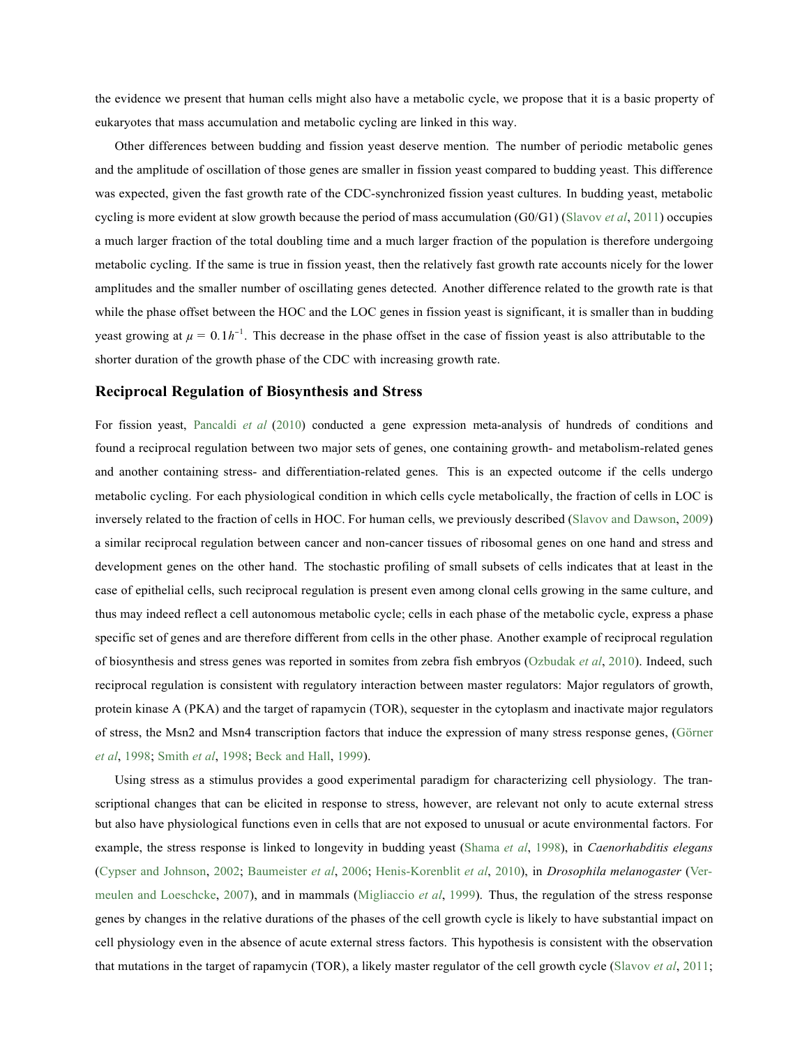the evidence we present that human cells might also have a metabolic cycle, we propose that it is a basic property of eukaryotes that mass accumulation and metabolic cycling are linked in this way.

Other differences between budding and fission yeast deserve mention. The number of periodic metabolic genes and the amplitude of oscillation of those genes are smaller in fission yeast compared to budding yeast. This difference was expected, given the fast growth rate of the CDC-synchronized fission yeast cultures. In budding yeast, metabolic cycling is more evident at slow growth because the period of mass accumulation (G0/G1) (Slavov *et al*, 2011) occupies a much larger fraction of the total doubling time and a much larger fraction of the population is therefore undergoing metabolic cycling. If the same is true in fission yeast, then the relatively fast growth rate accounts nicely for the lower amplitudes and the smaller number of oscillating genes detected. Another difference related to the growth rate is that while the phase offset between the HOC and the LOC genes in fission yeast is significant, it is smaller than in budding yeast growing at $\mu = 0.1h^{-1}$. This decrease in the phase offset in the case of fission yeast is also attributable to the shorter duration of the growth phase of the CDC with increasing growth rate.

## Reciprocal Regulation of Biosynthesis and Stress

For fission yeast, Pancaldi *et al* (2010) conducted a gene expression meta-analysis of hundreds of conditions and found a reciprocal regulation between two major sets of genes, one containing growth- and metabolism-related genes and another containing stress- and differentiation-related genes. This is an expected outcome if the cells undergo metabolic cycling. For each physiological condition in which cells cycle metabolically, the fraction of cells in LOC is inversely related to the fraction of cells in HOC. For human cells, we previously described (Slavov and Dawson, 2009) a similar reciprocal regulation between cancer and non-cancer tissues of ribosomal genes on one hand and stress and development genes on the other hand. The stochastic profiling of small subsets of cells indicates that at least in the case of epithelial cells, such reciprocal regulation is present even among clonal cells growing in the same culture, and thus may indeed reflect a cell autonomous metabolic cycle; cells in each phase of the metabolic cycle, express a phase specific set of genes and are therefore different from cells in the other phase. Another example of reciprocal regulation of biosynthesis and stress genes was reported in somites from zebra fish embryos (Ozbudak *et al*, 2010). Indeed, such reciprocal regulation is consistent with regulatory interaction between master regulators: Major regulators of growth, protein kinase A (PKA) and the target of rapamycin (TOR), sequester in the cytoplasm and inactivate major regulators of stress, the Msn2 and Msn4 transcription factors that induce the expression of many stress response genes, (Görner *et al*, 1998; Smith *et al*, 1998; Beck and Hall, 1999).

Using stress as a stimulus provides a good experimental paradigm for characterizing cell physiology. The transcriptional changes that can be elicited in response to stress, however, are relevant not only to acute external stress but also have physiological functions even in cells that are not exposed to unusual or acute environmental factors. For example, the stress response is linked to longevity in budding yeast (Shama *et al*, 1998), in *Caenorhabditis elegans* (Cypser and Johnson, 2002; Baumeister *et al*, 2006; Henis-Korenblit *et al*, 2010), in *Drosophila melanogaster* (Vermeulen and Loeschcke, 2007), and in mammals (Migliaccio *et al*, 1999). Thus, the regulation of the stress response genes by changes in the relative durations of the phases of the cell growth cycle is likely to have substantial impact on cell physiology even in the absence of acute external stress factors. This hypothesis is consistent with the observation that mutations in the target of rapamycin (TOR), a likely master regulator of the cell growth cycle (Slavov *et al*, 2011;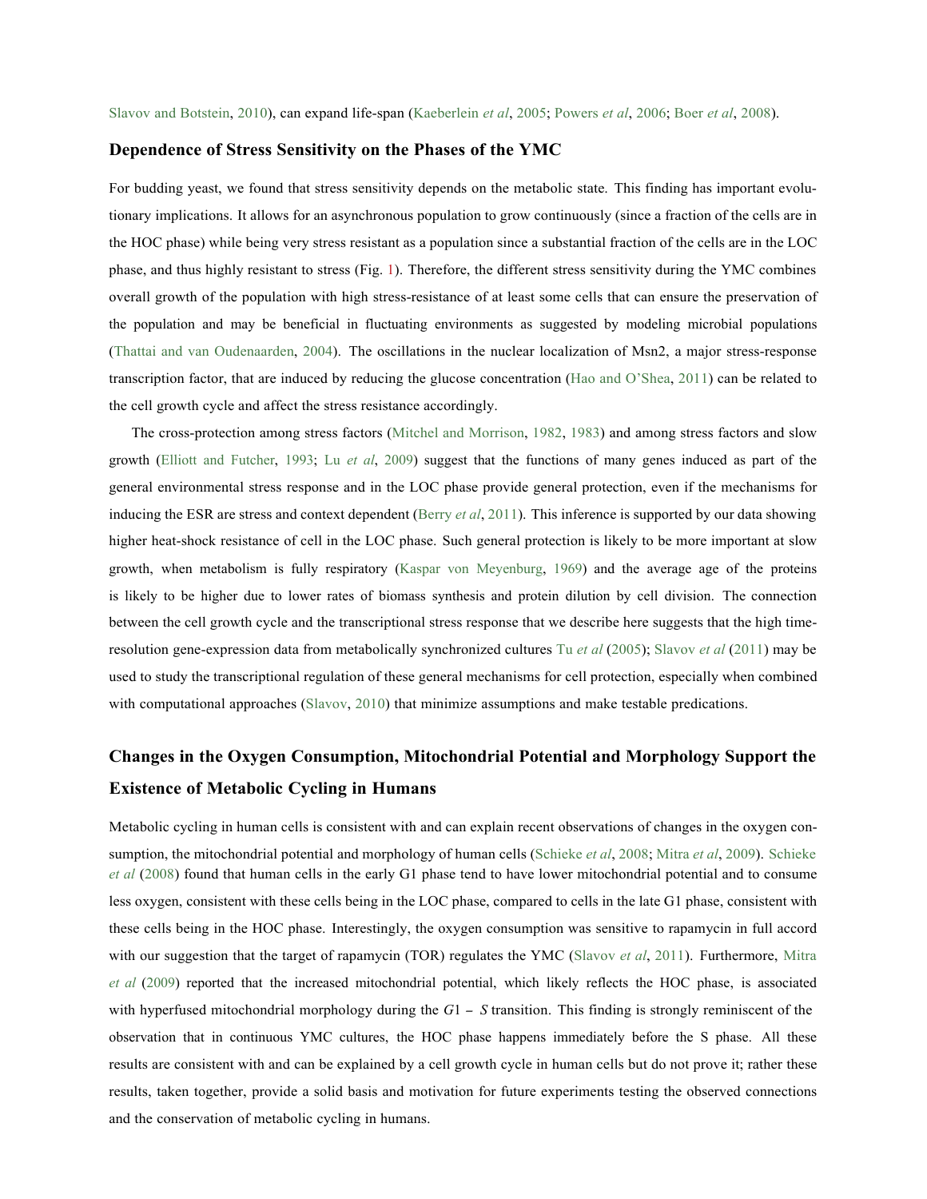Slavov and Botstein, 2010), can expand life-span (Kaeberlein *et al*, 2005; Powers *et al*, 2006; Boer *et al*, 2008).

### Dependence of Stress Sensitivity on the Phases of the YMC

For budding yeast, we found that stress sensitivity depends on the metabolic state. This finding has important evolutionary implications. It allows for an asynchronous population to grow continuously (since a fraction of the cells are in the HOC phase) while being very stress resistant as a population since a substantial fraction of the cells are in the LOC phase, and thus highly resistant to stress (Fig. 1). Therefore, the different stress sensitivity during the YMC combines overall growth of the population with high stress-resistance of at least some cells that can ensure the preservation of the population and may be beneficial in fluctuating environments as suggested by modeling microbial populations (Thattai and van Oudenaarden, 2004). The oscillations in the nuclear localization of Msn2, a major stress-response transcription factor, that are induced by reducing the glucose concentration (Hao and O'Shea, 2011) can be related to the cell growth cycle and affect the stress resistance accordingly.

The cross-protection among stress factors (Mitchel and Morrison, 1982, 1983) and among stress factors and slow growth (Elliott and Futcher, 1993; Lu *et al*, 2009) suggest that the functions of many genes induced as part of the general environmental stress response and in the LOC phase provide general protection, even if the mechanisms for inducing the ESR are stress and context dependent (Berry *et al*, 2011). This inference is supported by our data showing higher heat-shock resistance of cell in the LOC phase. Such general protection is likely to be more important at slow growth, when metabolism is fully respiratory (Kaspar von Meyenburg, 1969) and the average age of the proteins is likely to be higher due to lower rates of biomass synthesis and protein dilution by cell division. The connection between the cell growth cycle and the transcriptional stress response that we describe here suggests that the high time-resolution gene-expression data from metabolically synchronized cultures Tu *et al* (2005); Slavov *et al* (2011) may be used to study the transcriptional regulation of these general mechanisms for cell protection, especially when combined with computational approaches (Slavov, 2010) that minimize assumptions and make testable predications.

### Changes in the Oxygen Consumption, Mitochondrial Potential and Morphology Support the Existence of Metabolic Cycling in Humans

Metabolic cycling in human cells is consistent with and can explain recent observations of changes in the oxygen consumption, the mitochondrial potential and morphology of human cells (Schieke *et al*, 2008; Mitra *et al*, 2009). Schieke *et al* (2008) found that human cells in the early G1 phase tend to have lower mitochondrial potential and to consume less oxygen, consistent with these cells being in the LOC phase, compared to cells in the late G1 phase, consistent with these cells being in the HOC phase. Interestingly, the oxygen consumption was sensitive to rapamycin in full accord with our suggestion that the target of rapamycin (TOR) regulates the YMC (Slavov *et al*, 2011). Furthermore, Mitra *et al* (2009) reported that the increased mitochondrial potential, which likely reflects the HOC phase, is associated with hyperfused mitochondrial morphology during the $G1-S$ transition. This finding is strongly reminiscent of the observation that in continuous YMC cultures, the HOC phase happens immediately before the S phase. All these results are consistent with and can be explained by a cell growth cycle in human cells but do not prove it; rather these results, taken together, provide a solid basis and motivation for future experiments testing the observed connections and the conservation of metabolic cycling in humans.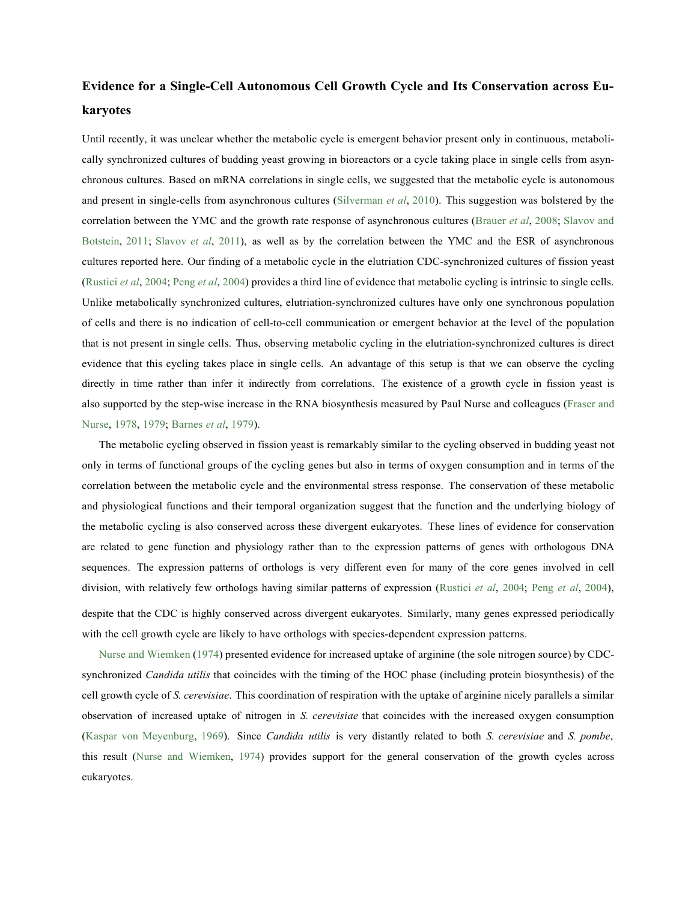### Evidence for a Single-Cell Autonomous Cell Growth Cycle and Its Conservation across Eukaryotes

Until recently, it was unclear whether the metabolic cycle is emergent behavior present only in continuous, metabolically synchronized cultures of budding yeast growing in bioreactors or a cycle taking place in single cells from asynchronous cultures. Based on mRNA correlations in single cells, we suggested that the metabolic cycle is autonomous and present in single-cells from asynchronous cultures (Silverman *et al*, 2010). This suggestion was bolstered by the correlation between the YMC and the growth rate response of asynchronous cultures (Brauer *et al*, 2008; Slavov and Botstein, 2011; Slavov *et al*, 2011), as well as by the correlation between the YMC and the ESR of asynchronous cultures reported here. Our finding of a metabolic cycle in the elutriation CDC-synchronized cultures of fission yeast (Rustici *et al*, 2004; Peng *et al*, 2004) provides a third line of evidence that metabolic cycling is intrinsic to single cells. Unlike metabolically synchronized cultures, elutriation-synchronized cultures have only one synchronous population of cells and there is no indication of cell-to-cell communication or emergent behavior at the level of the population that is not present in single cells. Thus, observing metabolic cycling in the elutriation-synchronized cultures is direct evidence that this cycling takes place in single cells. An advantage of this setup is that we can observe the cycling directly in time rather than infer it indirectly from correlations. The existence of a growth cycle in fission yeast is also supported by the step-wise increase in the RNA biosynthesis measured by Paul Nurse and colleagues (Fraser and Nurse, 1978, 1979; Barnes *et al*, 1979).

The metabolic cycling observed in fission yeast is remarkably similar to the cycling observed in budding yeast not only in terms of functional groups of the cycling genes but also in terms of oxygen consumption and in terms of the correlation between the metabolic cycle and the environmental stress response. The conservation of these metabolic and physiological functions and their temporal organization suggest that the function and the underlying biology of the metabolic cycling is also conserved across these divergent eukaryotes. These lines of evidence for conservation are related to gene function and physiology rather than to the expression patterns of genes with orthologous DNA sequences. The expression patterns of orthologs is very different even for many of the core genes involved in cell division, with relatively few orthologs having similar patterns of expression (Rustici *et al*, 2004; Peng *et al*, 2004), despite that the CDC is highly conserved across divergent eukaryotes. Similarly, many genes expressed periodically with the cell growth cycle are likely to have orthologs with species-dependent expression patterns.

Nurse and Wiemken (1974) presented evidence for increased uptake of arginine (the sole nitrogen source) by CDC-synchronized *Candida utilis* that coincides with the timing of the HOC phase (including protein biosynthesis) of the cell growth cycle of *S. cerevisiae*. This coordination of respiration with the uptake of arginine nicely parallels a similar observation of increased uptake of nitrogen in *S. cerevisiae* that coincides with the increased oxygen consumption (Kaspar von Meyenburg, 1969). Since *Candida utilis* is very distantly related to both *S. cerevisiae* and *S. pombe*, this result (Nurse and Wiemken, 1974) provides support for the general conservation of the growth cycles across eukaryotes.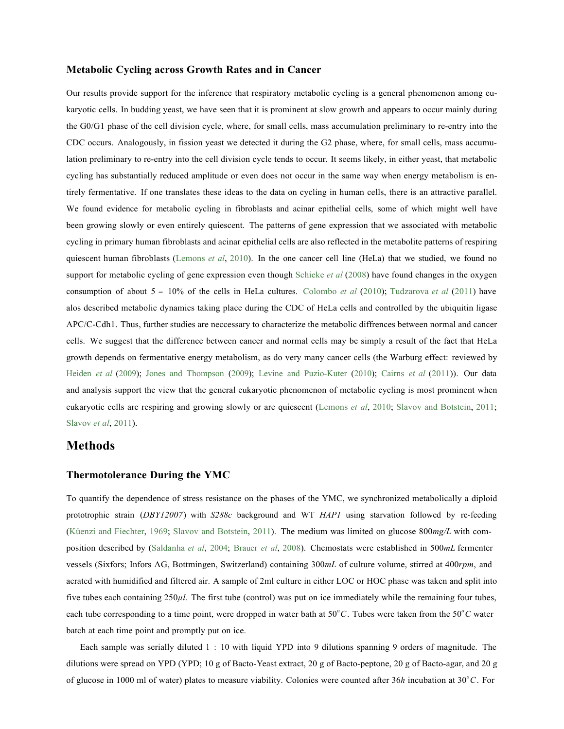### Metabolic Cycling across Growth Rates and in Cancer

Our results provide support for the inference that respiratory metabolic cycling is a general phenomenon among eukaryotic cells. In budding yeast, we have seen that it is prominent at slow growth and appears to occur mainly during the G0/G1 phase of the cell division cycle, where, for small cells, mass accumulation preliminary to re-entry into the CDC occurs. Analogously, in fission yeast we detected it during the G2 phase, where, for small cells, mass accumulation preliminary to re-entry into the cell division cycle tends to occur. It seems likely, in either yeast, that metabolic cycling has substantially reduced amplitude or even does not occur in the same way when energy metabolism is entirely fermentative. If one translates these ideas to the data on cycling in human cells, there is an attractive parallel. We found evidence for metabolic cycling in fibroblasts and acinar epithelial cells, some of which might well have been growing slowly or even entirely quiescent. The patterns of gene expression that we associated with metabolic cycling in primary human fibroblasts and acinar epithelial cells are also reflected in the metabolite patterns of respiring quiescent human fibroblasts (Lemons *et al*, 2010). In the one cancer cell line (HeLa) that we studied, we found no support for metabolic cycling of gene expression even though Schieke *et al* (2008) have found changes in the oxygen consumption of about 5 – 10% of the cells in HeLa cultures. Colombo *et al* (2010); Tudzarova *et al* (2011) have alos described metabolic dynamics taking place during the CDC of HeLa cells and controlled by the ubiquitin ligase APC/C-Cdh1. Thus, further studies are neccessary to characterize the metabolic diffrences between normal and cancer cells. We suggest that the difference between cancer and normal cells may be simply a result of the fact that HeLa growth depends on fermentative energy metabolism, as do very many cancer cells (the Warburg effect: reviewed by Heiden *et al* (2009); Jones and Thompson (2009); Levine and Puzio-Kuter (2010); Cairns *et al* (2011)). Our data and analysis support the view that the general eukaryotic phenomenon of metabolic cycling is most prominent when eukaryotic cells are respiring and growing slowly or are quiescent (Lemons *et al*, 2010; Slavov and Botstein, 2011; Slavov *et al*, 2011).

## Methods

### Thermotolerance During the YMC

To quantify the dependence of stress resistance on the phases of the YMC, we synchronized metabolically a diploid prototrophic strain (*DBY12007*) with *S288c* background and WT *HAP1* using starvation followed by re-feeding (Küenzi and Fiechter, 1969; Slavov and Botstein, 2011). The medium was limited on glucose 800*mg/L* with composition described by (Saldanha *et al*, 2004; Brauer *et al*, 2008). Chemostats were established in 500*mL* fermenter vessels (Sixfors; Infors AG, Bottmingen, Switzerland) containing 300*mL* of culture volume, stirred at 400*rpm*, and aerated with humidified and filtered air. A sample of 2ml culture in either LOC or HOC phase was taken and split into five tubes each containing 250$\mu l$. The first tube (control) was put on ice immediately while the remaining four tubes, each tube corresponding to a time point, were dropped in water bath at $50^oC$. Tubes were taken from the $50^oC$ water batch at each time point and promptly put on ice.

Each sample was serially diluted 1 : 10 with liquid YPD into 9 dilutions spanning 9 orders of magnitude. The dilutions were spread on YPD (YPD; 10 g of Bacto-Yeast extract, 20 g of Bacto-peptone, 20 g of Bacto-agar, and 20 g of glucose in 1000 ml of water) plates to measure viability. Colonies were counted after 36*h* incubation at $30^oC$. For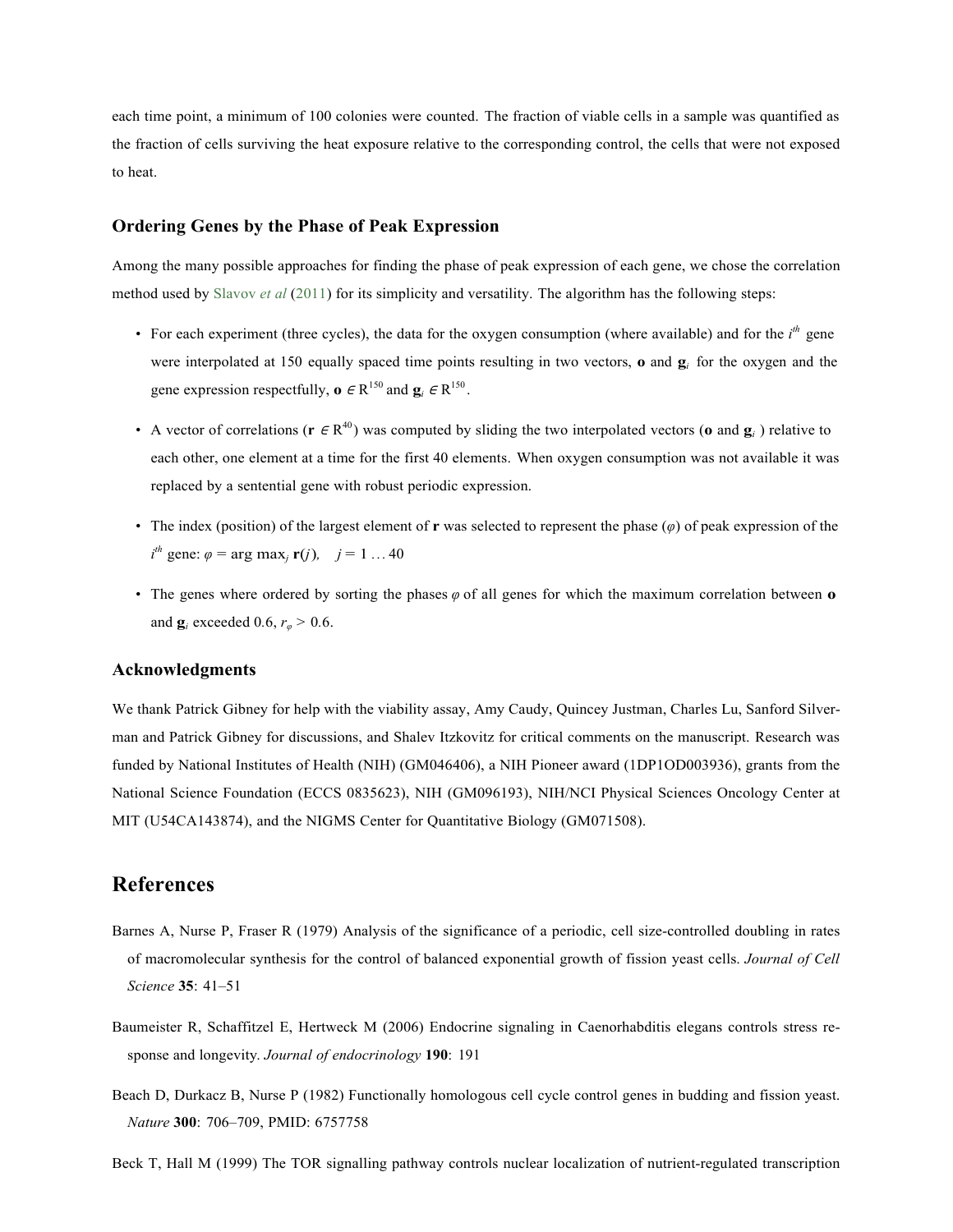each time point, a minimum of 100 colonies were counted. The fraction of viable cells in a sample was quantified as the fraction of cells surviving the heat exposure relative to the corresponding control, the cells that were not exposed to heat.

### Ordering Genes by the Phase of Peak Expression

Among the many possible approaches for finding the phase of peak expression of each gene, we chose the correlation method used by Slavov *et al* (2011) for its simplicity and versatility. The algorithm has the following steps:

- For each experiment (three cycles), the data for the oxygen consumption (where available) and for the $i^{th}$ gene were interpolated at 150 equally spaced time points resulting in two vectors, $\mathbf{o}$ and $\mathbf{g}_i$ for the oxygen and the gene expression respectfully, $\mathbf{o} \in \mathrm{R}^{150}$ and $\mathbf{g}_i \in \mathrm{R}^{150}$.
- A vector of correlations ($\mathbf{r} \in \mathrm{R}^{40}$) was computed by sliding the two interpolated vectors ($\mathbf{o}$ and $\mathbf{g}_i$ ) relative to each other, one element at a time for the first 40 elements. When oxygen consumption was not available it was replaced by a sentential gene with robust periodic expression.
- The index (position) of the largest element of $\mathbf{r}$ was selected to represent the phase ($\varphi$) of peak expression of the $i^{th}$ gene: $\varphi = \arg\max_j \mathbf{r}(j),\quad j = 1 \ldots 40$
- The genes where ordered by sorting the phases $\varphi$ of all genes for which the maximum correlation between $\mathbf{o}$ and $\mathbf{g}_i$ exceeded 0.6, $r_\varphi > 0.6$.

### Acknowledgments

We thank Patrick Gibney for help with the viability assay, Amy Caudy, Quincey Justman, Charles Lu, Sanford Silverman and Patrick Gibney for discussions, and Shalev Itzkovitz for critical comments on the manuscript. Research was funded by National Institutes of Health (NIH) (GM046406), a NIH Pioneer award (1DP1OD003936), grants from the National Science Foundation (ECCS 0835623), NIH (GM096193), NIH/NCI Physical Sciences Oncology Center at MIT (U54CA143874), and the NIGMS Center for Quantitative Biology (GM071508).

## References

Barnes A, Nurse P, Fraser R (1979) Analysis of the significance of a periodic, cell size-controlled doubling in rates of macromolecular synthesis for the control of balanced exponential growth of fission yeast cells. *Journal of Cell Science* **35**: 41–51

Baumeister R, Schaffitzel E, Hertweck M (2006) Endocrine signaling in Caenorhabditis elegans controls stress response and longevity. *Journal of endocrinology* **190**: 191

Beach D, Durkacz B, Nurse P (1982) Functionally homologous cell cycle control genes in budding and fission yeast. *Nature* **300**: 706–709, PMID: 6757758

Beck T, Hall M (1999) The TOR signalling pathway controls nuclear localization of nutrient-regulated transcription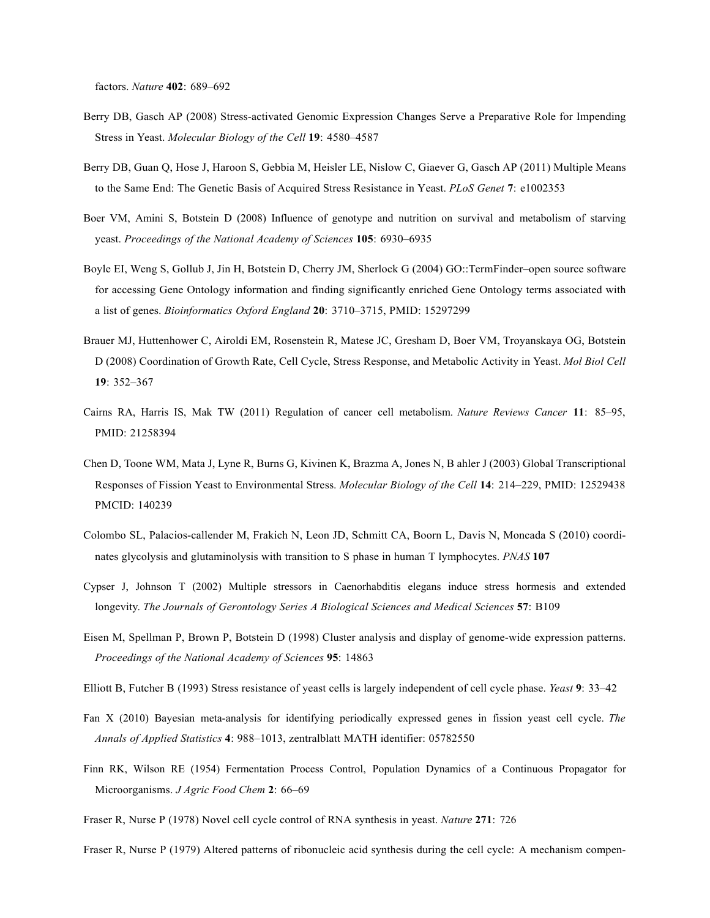factors. *Nature* **402**: 689–692

Berry DB, Gasch AP (2008) Stress-activated Genomic Expression Changes Serve a Preparative Role for Impending Stress in Yeast. *Molecular Biology of the Cell* **19**: 4580–4587

Berry DB, Guan Q, Hose J, Haroon S, Gebbia M, Heisler LE, Nislow C, Giaever G, Gasch AP (2011) Multiple Means to the Same End: The Genetic Basis of Acquired Stress Resistance in Yeast. *PLoS Genet* **7**: e1002353

Boer VM, Amini S, Botstein D (2008) Influence of genotype and nutrition on survival and metabolism of starving yeast. *Proceedings of the National Academy of Sciences* **105**: 6930–6935

Boyle EI, Weng S, Gollub J, Jin H, Botstein D, Cherry JM, Sherlock G (2004) GO::TermFinder–open source software for accessing Gene Ontology information and finding significantly enriched Gene Ontology terms associated with a list of genes. *Bioinformatics Oxford England* **20**: 3710–3715, PMID: 15297299

Brauer MJ, Huttenhower C, Airoldi EM, Rosenstein R, Matese JC, Gresham D, Boer VM, Troyanskaya OG, Botstein D (2008) Coordination of Growth Rate, Cell Cycle, Stress Response, and Metabolic Activity in Yeast. *Mol Biol Cell* **19**: 352–367

Cairns RA, Harris IS, Mak TW (2011) Regulation of cancer cell metabolism. *Nature Reviews Cancer* **11**: 85–95, PMID: 21258394

Chen D, Toone WM, Mata J, Lyne R, Burns G, Kivinen K, Brazma A, Jones N, B ahler J (2003) Global Transcriptional Responses of Fission Yeast to Environmental Stress. *Molecular Biology of the Cell* **14**: 214–229, PMID: 12529438 PMCID: 140239

Colombo SL, Palacios-callender M, Frakich N, Leon JD, Schmitt CA, Boorn L, Davis N, Moncada S (2010) coordinates glycolysis and glutaminolysis with transition to S phase in human T lymphocytes. *PNAS* **107**

Cypser J, Johnson T (2002) Multiple stressors in Caenorhabditis elegans induce stress hormesis and extended longevity. *The Journals of Gerontology Series A Biological Sciences and Medical Sciences* **57**: B109

Eisen M, Spellman P, Brown P, Botstein D (1998) Cluster analysis and display of genome-wide expression patterns. *Proceedings of the National Academy of Sciences* **95**: 14863

Elliott B, Futcher B (1993) Stress resistance of yeast cells is largely independent of cell cycle phase. *Yeast* **9**: 33–42

Fan X (2010) Bayesian meta-analysis for identifying periodically expressed genes in fission yeast cell cycle. *The Annals of Applied Statistics* **4**: 988–1013, zentralblatt MATH identifier: 05782550

Finn RK, Wilson RE (1954) Fermentation Process Control, Population Dynamics of a Continuous Propagator for Microorganisms. *J Agric Food Chem* **2**: 66–69

Fraser R, Nurse P (1978) Novel cell cycle control of RNA synthesis in yeast. *Nature* **271**: 726

Fraser R, Nurse P (1979) Altered patterns of ribonucleic acid synthesis during the cell cycle: A mechanism compen-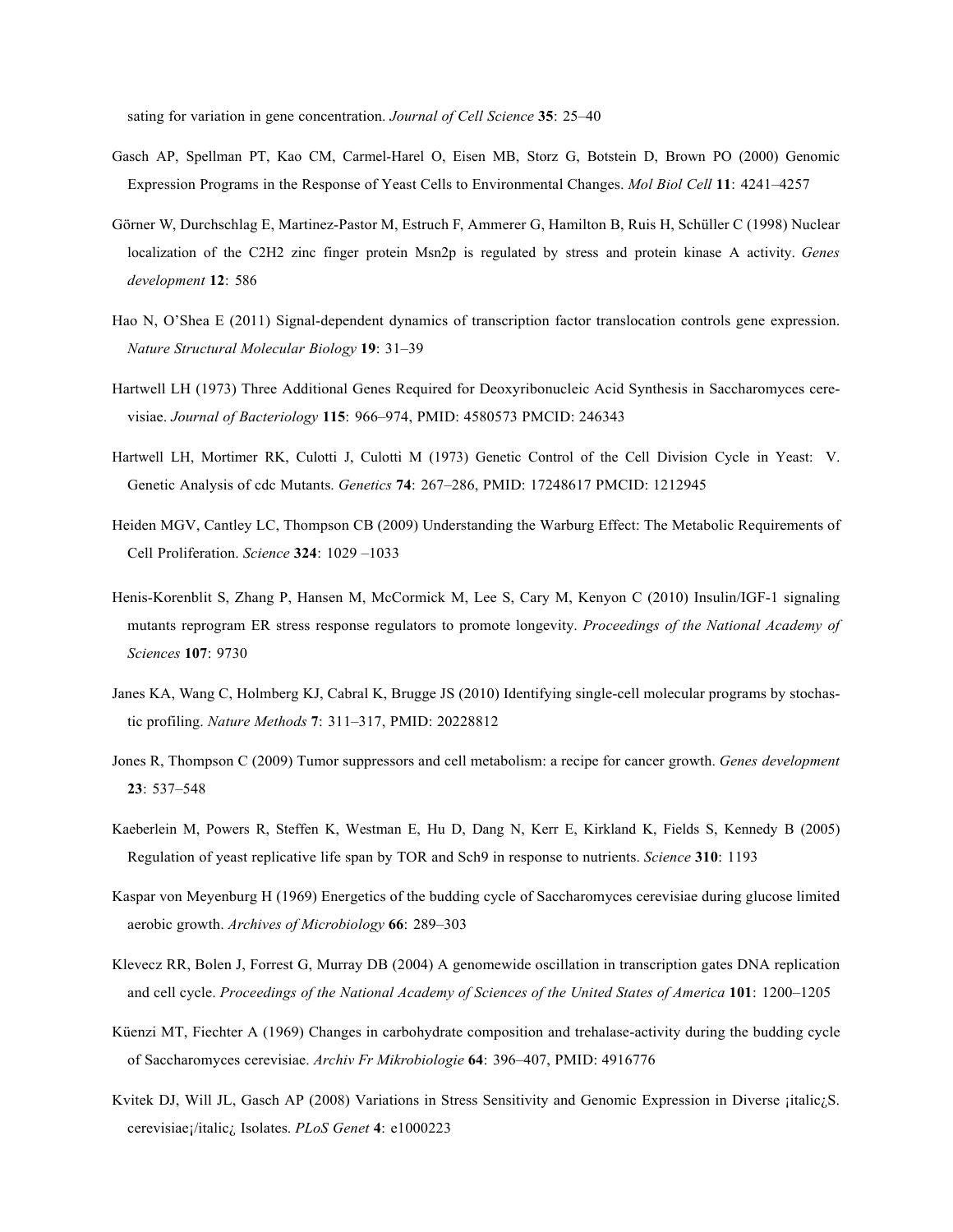sating for variation in gene concentration. *Journal of Cell Science* **35**: 25–40

Gasch AP, Spellman PT, Kao CM, Carmel-Harel O, Eisen MB, Storz G, Botstein D, Brown PO (2000) Genomic Expression Programs in the Response of Yeast Cells to Environmental Changes. *Mol Biol Cell* **11**: 4241–4257

Görner W, Durchschlag E, Martinez-Pastor M, Estruch F, Ammerer G, Hamilton B, Ruis H, Schüller C (1998) Nuclear localization of the C2H2 zinc finger protein Msn2p is regulated by stress and protein kinase A activity. *Genes development* **12**: 586

Hao N, O'Shea E (2011) Signal-dependent dynamics of transcription factor translocation controls gene expression. *Nature Structural Molecular Biology* **19**: 31–39

Hartwell LH (1973) Three Additional Genes Required for Deoxyribonucleic Acid Synthesis in Saccharomyces cerevisiae. *Journal of Bacteriology* **115**: 966–974, PMID: 4580573 PMCID: 246343

Hartwell LH, Mortimer RK, Culotti J, Culotti M (1973) Genetic Control of the Cell Division Cycle in Yeast: V. Genetic Analysis of cdc Mutants. *Genetics* **74**: 267–286, PMID: 17248617 PMCID: 1212945

Heiden MGV, Cantley LC, Thompson CB (2009) Understanding the Warburg Effect: The Metabolic Requirements of Cell Proliferation. *Science* **324**: 1029 –1033

Henis-Korenblit S, Zhang P, Hansen M, McCormick M, Lee S, Cary M, Kenyon C (2010) Insulin/IGF-1 signaling mutants reprogram ER stress response regulators to promote longevity. *Proceedings of the National Academy of Sciences* **107**: 9730

Janes KA, Wang C, Holmberg KJ, Cabral K, Brugge JS (2010) Identifying single-cell molecular programs by stochastic profiling. *Nature Methods* **7**: 311–317, PMID: 20228812

Jones R, Thompson C (2009) Tumor suppressors and cell metabolism: a recipe for cancer growth. *Genes development* **23**: 537–548

Kaeberlein M, Powers R, Steffen K, Westman E, Hu D, Dang N, Kerr E, Kirkland K, Fields S, Kennedy B (2005) Regulation of yeast replicative life span by TOR and Sch9 in response to nutrients. *Science* **310**: 1193

Kaspar von Meyenburg H (1969) Energetics of the budding cycle of Saccharomyces cerevisiae during glucose limited aerobic growth. *Archives of Microbiology* **66**: 289–303

Klevecz RR, Bolen J, Forrest G, Murray DB (2004) A genomewide oscillation in transcription gates DNA replication and cell cycle. *Proceedings of the National Academy of Sciences of the United States of America* **101**: 1200–1205

Küenzi MT, Fiechter A (1969) Changes in carbohydrate composition and trehalase-activity during the budding cycle of Saccharomyces cerevisiae. *Archiv Fr Mikrobiologie* **64**: 396–407, PMID: 4916776

Kvitek DJ, Will JL, Gasch AP (2008) Variations in Stress Sensitivity and Genomic Expression in Diverse ¡italic¿S. cerevisiae¡/italic¿ Isolates. *PLoS Genet* **4**: e1000223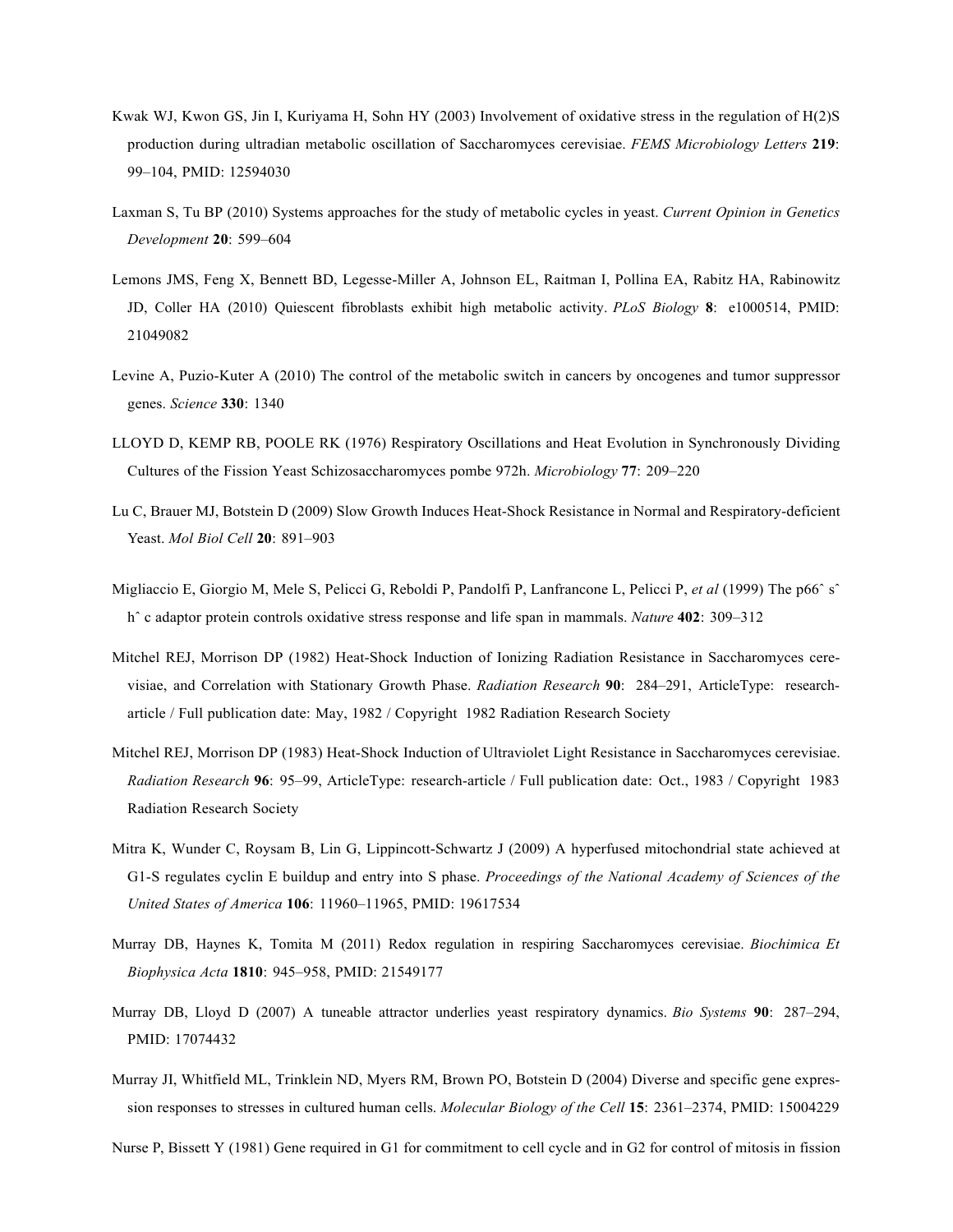Kwak WJ, Kwon GS, Jin I, Kuriyama H, Sohn HY (2003) Involvement of oxidative stress in the regulation of H(2)S production during ultradian metabolic oscillation of Saccharomyces cerevisiae. *FEMS Microbiology Letters* **219**: 99–104, PMID: 12594030

Laxman S, Tu BP (2010) Systems approaches for the study of metabolic cycles in yeast. *Current Opinion in Genetics Development* **20**: 599–604

Lemons JMS, Feng X, Bennett BD, Legesse-Miller A, Johnson EL, Raitman I, Pollina EA, Rabitz HA, Rabinowitz JD, Coller HA (2010) Quiescent fibroblasts exhibit high metabolic activity. *PLoS Biology* **8**: e1000514, PMID: 21049082

Levine A, Puzio-Kuter A (2010) The control of the metabolic switch in cancers by oncogenes and tumor suppressor genes. *Science* **330**: 1340

LLOYD D, KEMP RB, POOLE RK (1976) Respiratory Oscillations and Heat Evolution in Synchronously Dividing Cultures of the Fission Yeast Schizosaccharomyces pombe 972h. *Microbiology* **77**: 209–220

Lu C, Brauer MJ, Botstein D (2009) Slow Growth Induces Heat-Shock Resistance in Normal and Respiratory-deficient Yeast. *Mol Biol Cell* **20**: 891–903

Migliaccio E, Giorgio M, Mele S, Pelicci G, Reboldi P, Pandolfi P, Lanfrancone L, Pelicci P, *et al* (1999) The p66ˆ sˆ hˆ c adaptor protein controls oxidative stress response and life span in mammals. *Nature* **402**: 309–312

Mitchel REJ, Morrison DP (1982) Heat-Shock Induction of Ionizing Radiation Resistance in Saccharomyces cerevisiae, and Correlation with Stationary Growth Phase. *Radiation Research* **90**: 284–291, ArticleType: research-article / Full publication date: May, 1982 / Copyright 1982 Radiation Research Society

Mitchel REJ, Morrison DP (1983) Heat-Shock Induction of Ultraviolet Light Resistance in Saccharomyces cerevisiae. *Radiation Research* **96**: 95–99, ArticleType: research-article / Full publication date: Oct., 1983 / Copyright 1983 Radiation Research Society

Mitra K, Wunder C, Roysam B, Lin G, Lippincott-Schwartz J (2009) A hyperfused mitochondrial state achieved at G1-S regulates cyclin E buildup and entry into S phase. *Proceedings of the National Academy of Sciences of the United States of America* **106**: 11960–11965, PMID: 19617534

Murray DB, Haynes K, Tomita M (2011) Redox regulation in respiring Saccharomyces cerevisiae. *Biochimica Et Biophysica Acta* **1810**: 945–958, PMID: 21549177

Murray DB, Lloyd D (2007) A tuneable attractor underlies yeast respiratory dynamics. *Bio Systems* **90**: 287–294, PMID: 17074432

Murray JI, Whitfield ML, Trinklein ND, Myers RM, Brown PO, Botstein D (2004) Diverse and specific gene expression responses to stresses in cultured human cells. *Molecular Biology of the Cell* **15**: 2361–2374, PMID: 15004229

Nurse P, Bissett Y (1981) Gene required in G1 for commitment to cell cycle and in G2 for control of mitosis in fission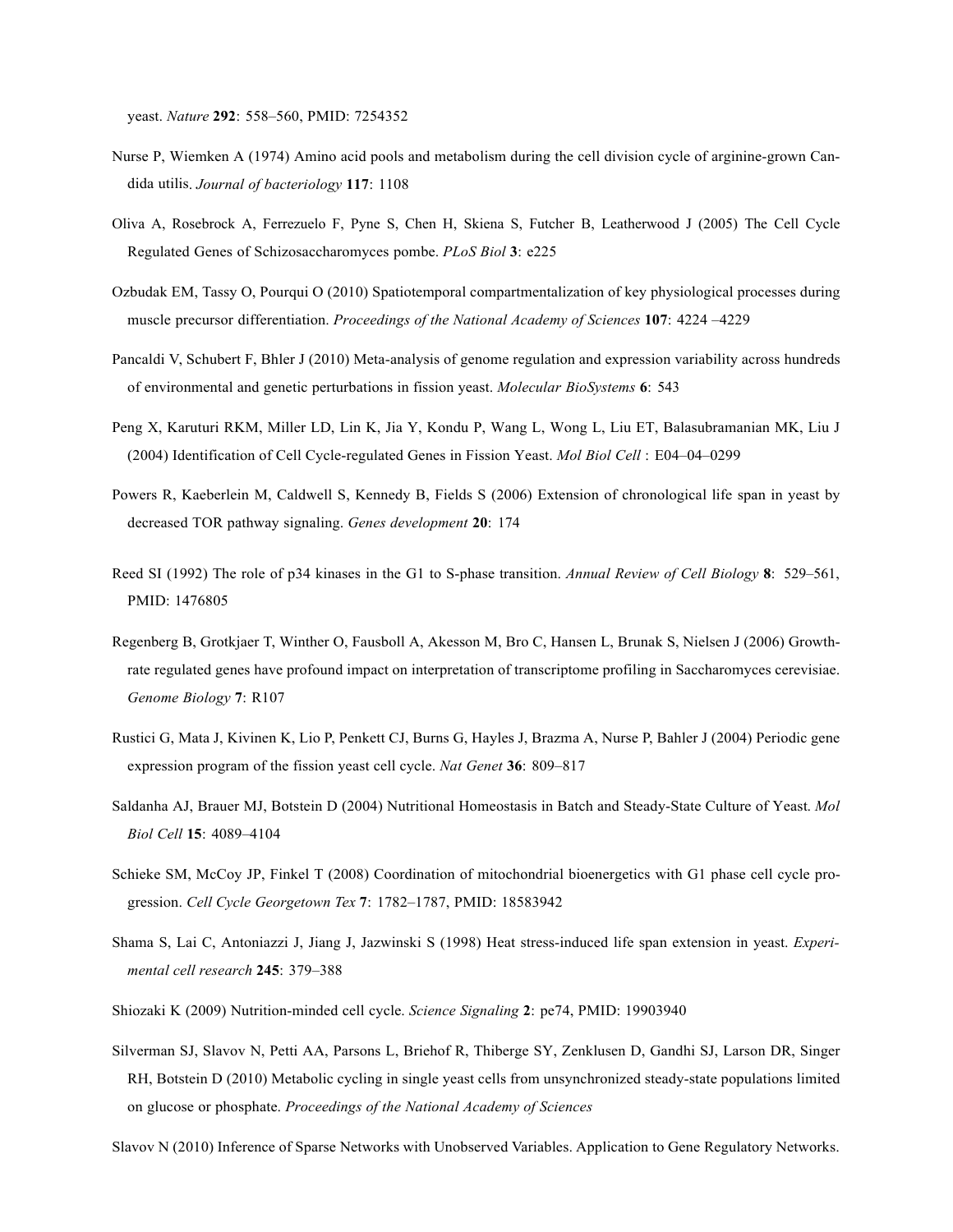yeast. *Nature* **292**: 558–560, PMID: 7254352

Nurse P, Wiemken A (1974) Amino acid pools and metabolism during the cell division cycle of arginine-grown Candida utilis. *Journal of bacteriology* **117**: 1108

Oliva A, Rosebrock A, Ferrezuelo F, Pyne S, Chen H, Skiena S, Futcher B, Leatherwood J (2005) The Cell Cycle Regulated Genes of Schizosaccharomyces pombe. *PLoS Biol* **3**: e225

Ozbudak EM, Tassy O, Pourqui O (2010) Spatiotemporal compartmentalization of key physiological processes during muscle precursor differentiation. *Proceedings of the National Academy of Sciences* **107**: 4224 –4229

Pancaldi V, Schubert F, Bhler J (2010) Meta-analysis of genome regulation and expression variability across hundreds of environmental and genetic perturbations in fission yeast. *Molecular BioSystems* **6**: 543

Peng X, Karuturi RKM, Miller LD, Lin K, Jia Y, Kondu P, Wang L, Wong L, Liu ET, Balasubramanian MK, Liu J (2004) Identification of Cell Cycle-regulated Genes in Fission Yeast. *Mol Biol Cell* : E04–04–0299

Powers R, Kaeberlein M, Caldwell S, Kennedy B, Fields S (2006) Extension of chronological life span in yeast by decreased TOR pathway signaling. *Genes development* **20**: 174

Reed SI (1992) The role of p34 kinases in the G1 to S-phase transition. *Annual Review of Cell Biology* **8**: 529–561, PMID: 1476805

Regenberg B, Grotkjaer T, Winther O, Fausboll A, Akesson M, Bro C, Hansen L, Brunak S, Nielsen J (2006) Growth-rate regulated genes have profound impact on interpretation of transcriptome profiling in Saccharomyces cerevisiae. *Genome Biology* **7**: R107

Rustici G, Mata J, Kivinen K, Lio P, Penkett CJ, Burns G, Hayles J, Brazma A, Nurse P, Bahler J (2004) Periodic gene expression program of the fission yeast cell cycle. *Nat Genet* **36**: 809–817

Saldanha AJ, Brauer MJ, Botstein D (2004) Nutritional Homeostasis in Batch and Steady-State Culture of Yeast. *Mol Biol Cell* **15**: 4089–4104

Schieke SM, McCoy JP, Finkel T (2008) Coordination of mitochondrial bioenergetics with G1 phase cell cycle progression. *Cell Cycle Georgetown Tex* **7**: 1782–1787, PMID: 18583942

Shama S, Lai C, Antoniazzi J, Jiang J, Jazwinski S (1998) Heat stress-induced life span extension in yeast. *Experimental cell research* **245**: 379–388

Shiozaki K (2009) Nutrition-minded cell cycle. *Science Signaling* **2**: pe74, PMID: 19903940

Silverman SJ, Slavov N, Petti AA, Parsons L, Briehof R, Thiberge SY, Zenklusen D, Gandhi SJ, Larson DR, Singer RH, Botstein D (2010) Metabolic cycling in single yeast cells from unsynchronized steady-state populations limited on glucose or phosphate. *Proceedings of the National Academy of Sciences*

Slavov N (2010) Inference of Sparse Networks with Unobserved Variables. Application to Gene Regulatory Networks.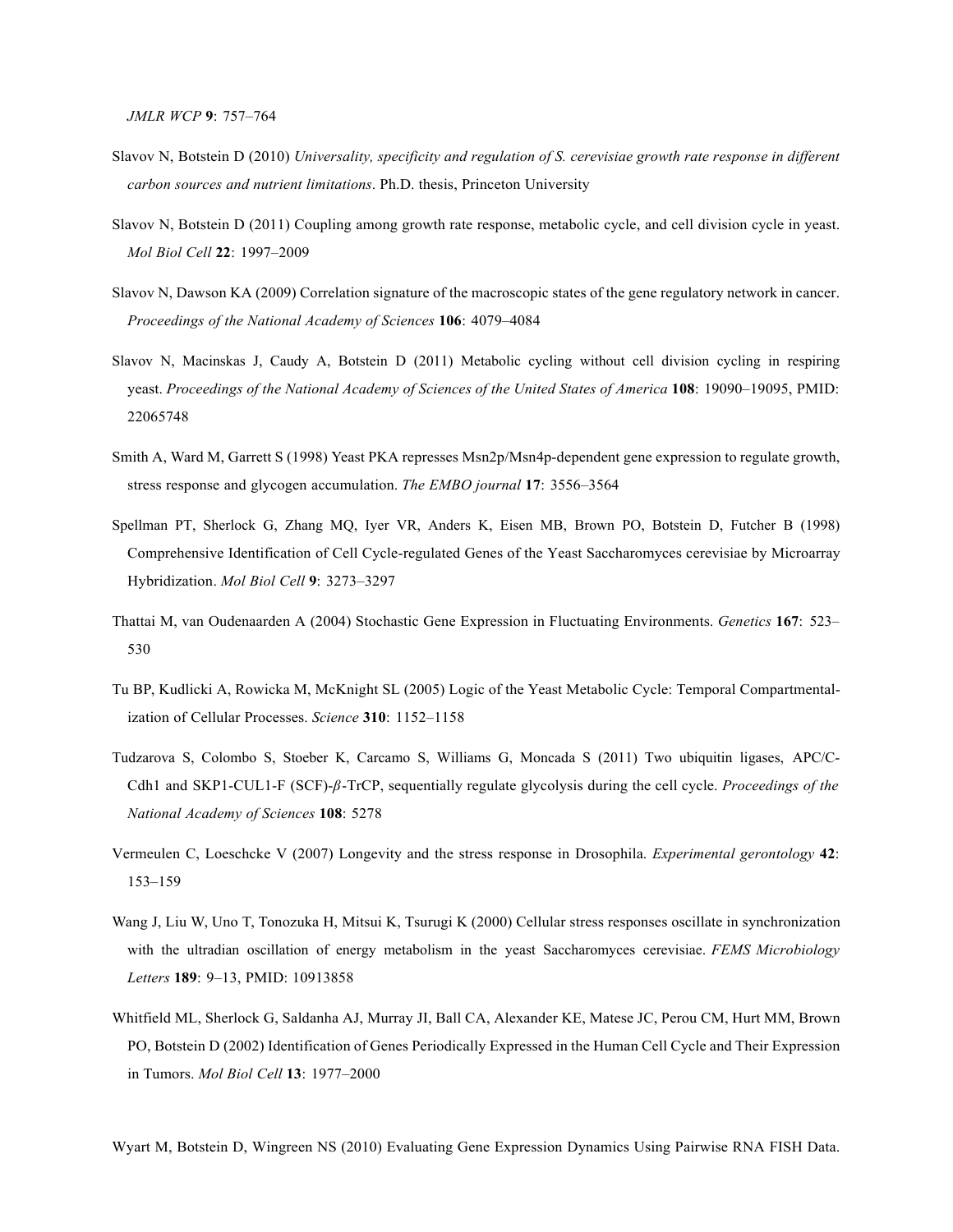*JMLR WCP* **9**: 757–764

Slavov N, Botstein D (2010) *Universality, specificity and regulation of S. cerevisiae growth rate response in different carbon sources and nutrient limitations*. Ph.D. thesis, Princeton University

Slavov N, Botstein D (2011) Coupling among growth rate response, metabolic cycle, and cell division cycle in yeast. *Mol Biol Cell* **22**: 1997–2009

Slavov N, Dawson KA (2009) Correlation signature of the macroscopic states of the gene regulatory network in cancer. *Proceedings of the National Academy of Sciences* **106**: 4079–4084

Slavov N, Macinskas J, Caudy A, Botstein D (2011) Metabolic cycling without cell division cycling in respiring yeast. *Proceedings of the National Academy of Sciences of the United States of America* **108**: 19090–19095, PMID: 22065748

Smith A, Ward M, Garrett S (1998) Yeast PKA represses Msn2p/Msn4p-dependent gene expression to regulate growth, stress response and glycogen accumulation. *The EMBO journal* **17**: 3556–3564

Spellman PT, Sherlock G, Zhang MQ, Iyer VR, Anders K, Eisen MB, Brown PO, Botstein D, Futcher B (1998) Comprehensive Identification of Cell Cycle-regulated Genes of the Yeast Saccharomyces cerevisiae by Microarray Hybridization. *Mol Biol Cell* **9**: 3273–3297

Thattai M, van Oudenaarden A (2004) Stochastic Gene Expression in Fluctuating Environments. *Genetics* **167**: 523–530

Tu BP, Kudlicki A, Rowicka M, McKnight SL (2005) Logic of the Yeast Metabolic Cycle: Temporal Compartmentalization of Cellular Processes. *Science* **310**: 1152–1158

Tudzarova S, Colombo S, Stoeber K, Carcamo S, Williams G, Moncada S (2011) Two ubiquitin ligases, APC/C-Cdh1 and SKP1-CUL1-F (SCF)-$\beta$-TrCP, sequentially regulate glycolysis during the cell cycle. *Proceedings of the National Academy of Sciences* **108**: 5278

Vermeulen C, Loeschcke V (2007) Longevity and the stress response in Drosophila. *Experimental gerontology* **42**: 153–159

Wang J, Liu W, Uno T, Tonozuka H, Mitsui K, Tsurugi K (2000) Cellular stress responses oscillate in synchronization with the ultradian oscillation of energy metabolism in the yeast Saccharomyces cerevisiae. *FEMS Microbiology Letters* **189**: 9–13, PMID: 10913858

Whitfield ML, Sherlock G, Saldanha AJ, Murray JI, Ball CA, Alexander KE, Matese JC, Perou CM, Hurt MM, Brown PO, Botstein D (2002) Identification of Genes Periodically Expressed in the Human Cell Cycle and Their Expression in Tumors. *Mol Biol Cell* **13**: 1977–2000

Wyart M, Botstein D, Wingreen NS (2010) Evaluating Gene Expression Dynamics Using Pairwise RNA FISH Data.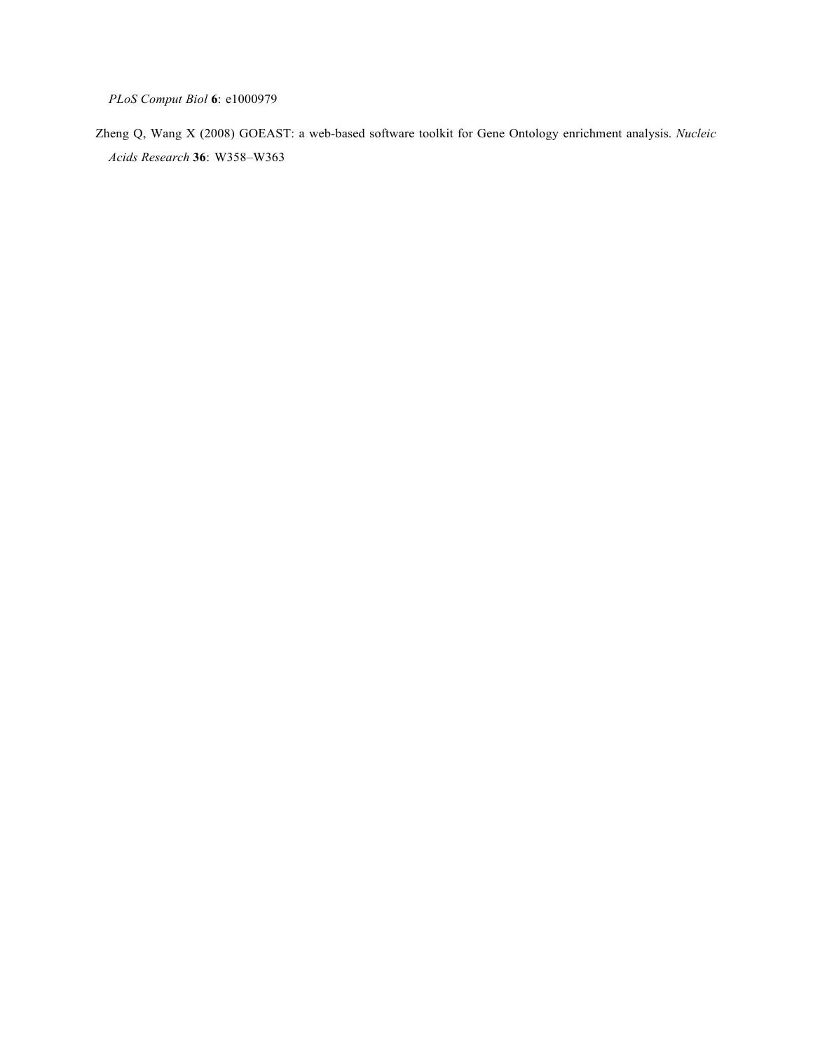*PLoS Comput Biol* **6**: e1000979

Zheng Q, Wang X (2008) GOEAST: a web-based software toolkit for Gene Ontology enrichment analysis. *Nucleic Acids Research* **36**: W358–W363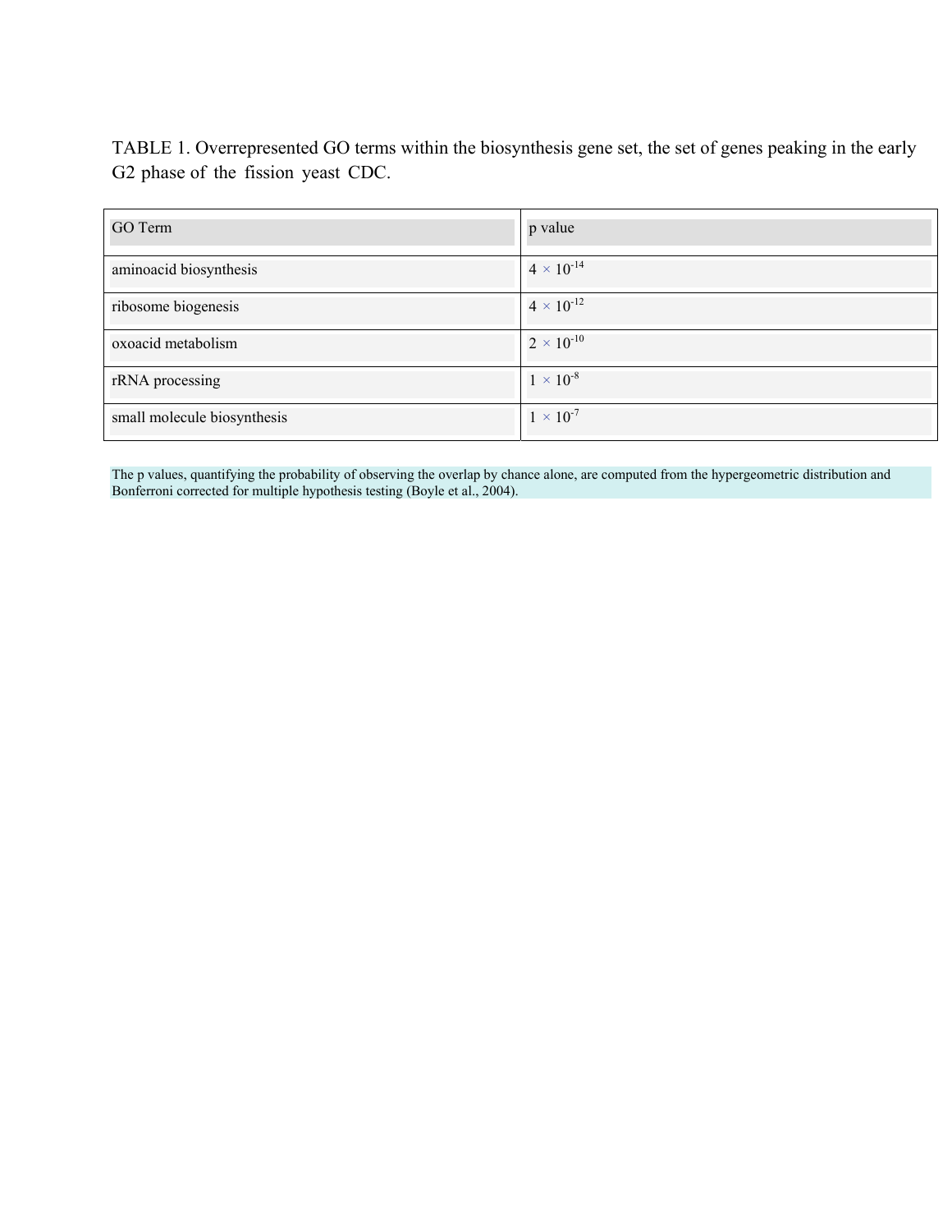TABLE 1. Overrepresented GO terms within the biosynthesis gene set, the set of genes peaking in the early G2 phase of the fission yeast CDC.

| GO Term | p value |
| --- | --- |
| aminoacid biosynthesis | $4 \times 10^{-14}$ |
| ribosome biogenesis | $4 \times 10^{-12}$ |
| oxoacid metabolism | $2 \times 10^{-10}$ |
| rRNA processing | $1 \times 10^{-8}$ |
| small molecule biosynthesis | $1 \times 10^{-7}$ |

The p values, quantifying the probability of observing the overlap by chance alone, are computed from the hypergeometric distribution and Bonferroni corrected for multiple hypothesis testing (Boyle et al., 2004).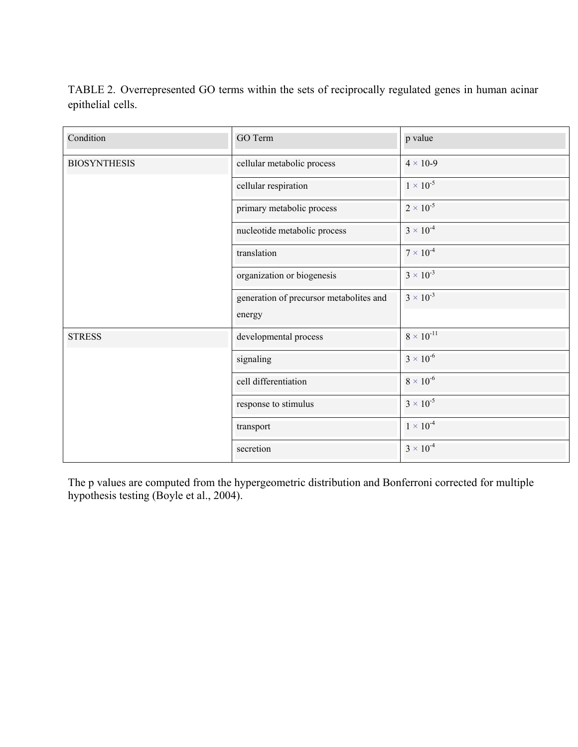TABLE 2. Overrepresented GO terms within the sets of reciprocally regulated genes in human acinar epithelial cells.

| Condition | GO Term | p value |
| --- | --- | --- |
| BIOSYNTHESIS | cellular metabolic process | 4 × 10-9 |
| | cellular respiration | $1 \times 10^{-5}$ |
| | primary metabolic process | $2 \times 10^{-5}$ |
| | nucleotide metabolic process | $3 \times 10^{-4}$ |
| | translation | $7 \times 10^{-4}$ |
| | organization or biogenesis | $3 \times 10^{-3}$ |
| | generation of precursor metabolites and energy | $3 \times 10^{-3}$ |
| STRESS | developmental process | $8 \times 10^{-11}$ |
| | signaling | $3 \times 10^{-6}$ |
| | cell differentiation | $8 \times 10^{-6}$ |
| | response to stimulus | $3 \times 10^{-5}$ |
| | transport | $1 \times 10^{-4}$ |
| | secretion | $3 \times 10^{-4}$ |

The p values are computed from the hypergeometric distribution and Bonferroni corrected for multiple hypothesis testing (Boyle et al., 2004).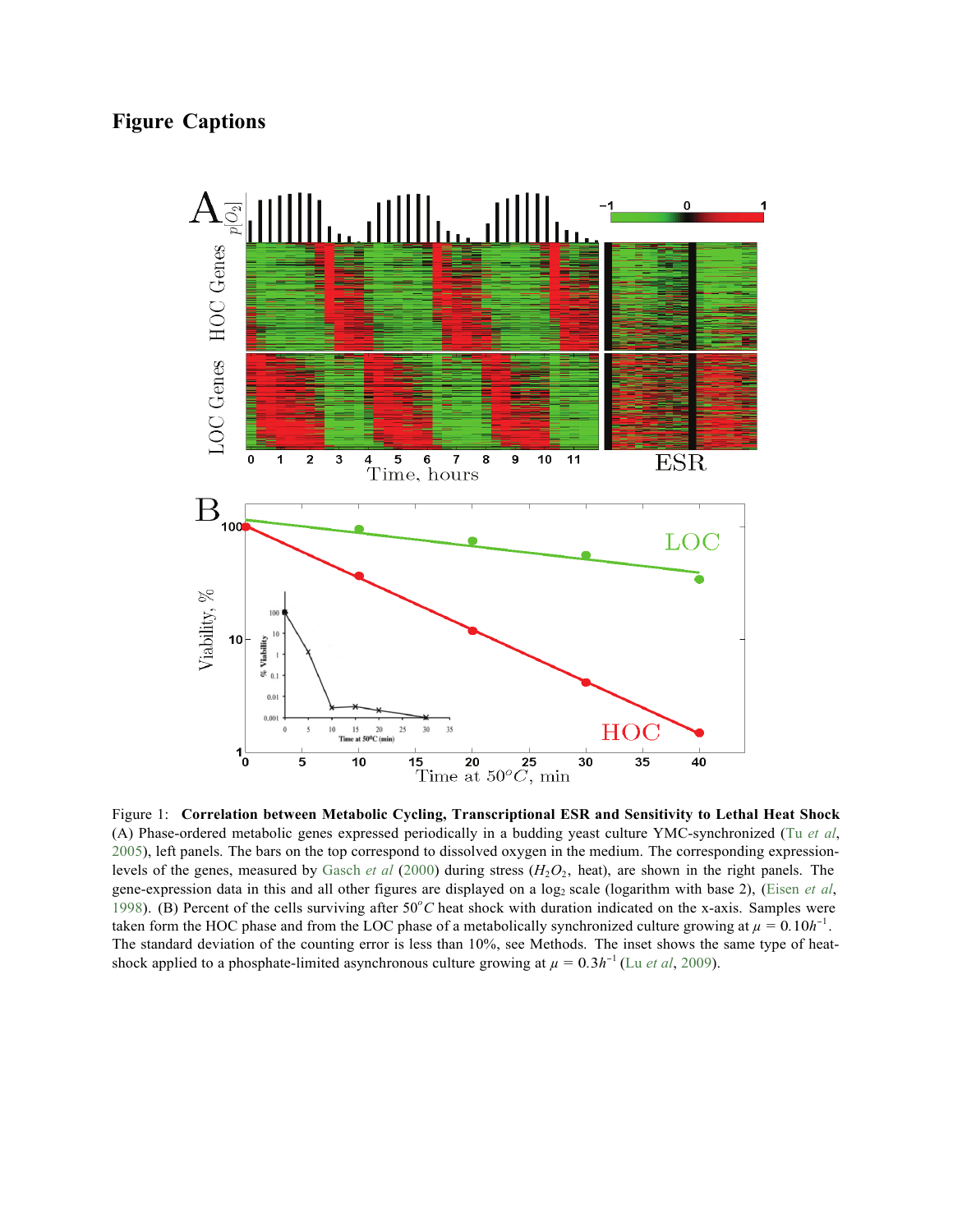# Figure Captions

Figure 1: **Correlation between Metabolic Cycling, Transcriptional ESR and Sensitivity to Lethal Heat Shock** (A) Phase-ordered metabolic genes expressed periodically in a budding yeast culture YMC-synchronized (Tu *et al*, 2005), left panels. The bars on the top correspond to dissolved oxygen in the medium. The corresponding expression-levels of the genes, measured by Gasch *et al* (2000) during stress ($H_2O_2$, heat), are shown in the right panels. The gene-expression data in this and all other figures are displayed on a $\log_2$ scale (logarithm with base 2), (Eisen *et al*, 1998). (B) Percent of the cells surviving after $50^oC$ heat shock with duration indicated on the x-axis. Samples were taken form the HOC phase and from the LOC phase of a metabolically synchronized culture growing at $\mu = 0.10h^{-1}$. The standard deviation of the counting error is less than 10%, see Methods. The inset shows the same type of heat-shock applied to a phosphate-limited asynchronous culture growing at $\mu = 0.3h^{-1}$ (Lu *et al*, 2009).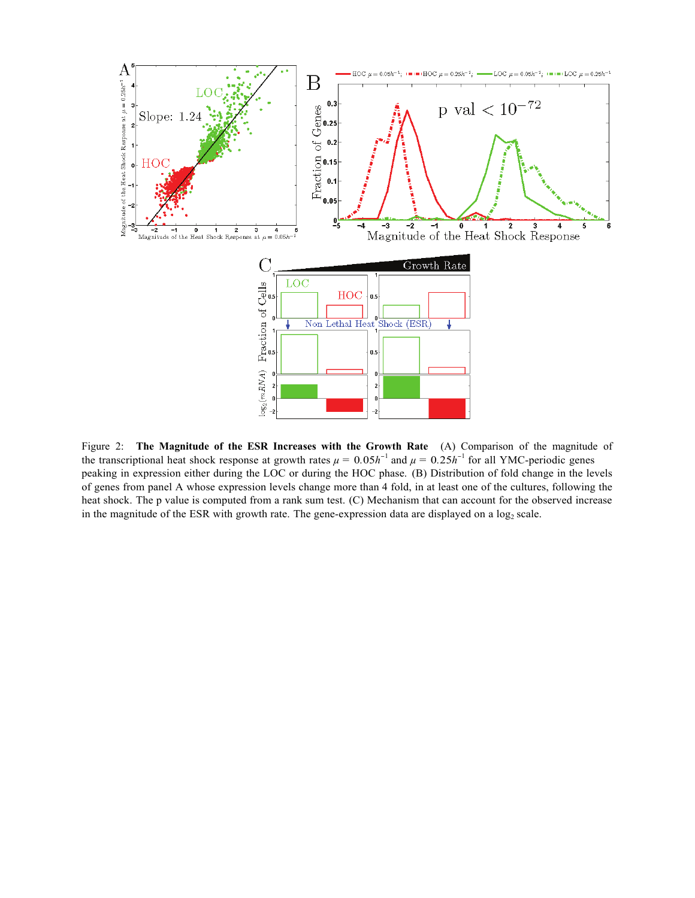Figure 2: **The Magnitude of the ESR Increases with the Growth Rate** (A) Comparison of the magnitude of the transcriptional heat shock response at growth rates $\mu = 0.05h^{-1}$ and $\mu = 0.25h^{-1}$ for all YMC-periodic genes peaking in expression either during the LOC or during the HOC phase. (B) Distribution of fold change in the levels of genes from panel A whose expression levels change more than 4 fold, in at least one of the cultures, following the heat shock. The p value is computed from a rank sum test. (C) Mechanism that can account for the observed increase in the magnitude of the ESR with growth rate. The gene-expression data are displayed on a $\log_2$ scale.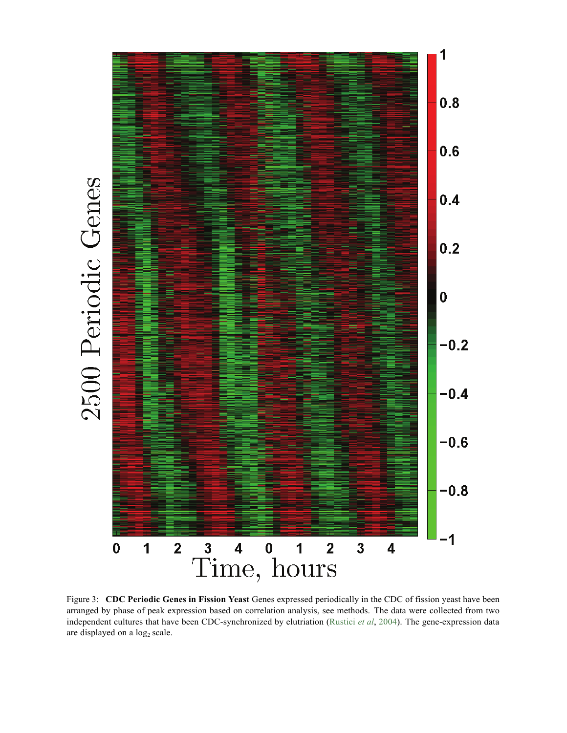Figure 3: **CDC Periodic Genes in Fission Yeast** Genes expressed periodically in the CDC of fission yeast have been arranged by phase of peak expression based on correlation analysis, see methods. The data were collected from two independent cultures that have been CDC-synchronized by elutriation (Rustici *et al*, 2004). The gene-expression data are displayed on a $\log_2$ scale.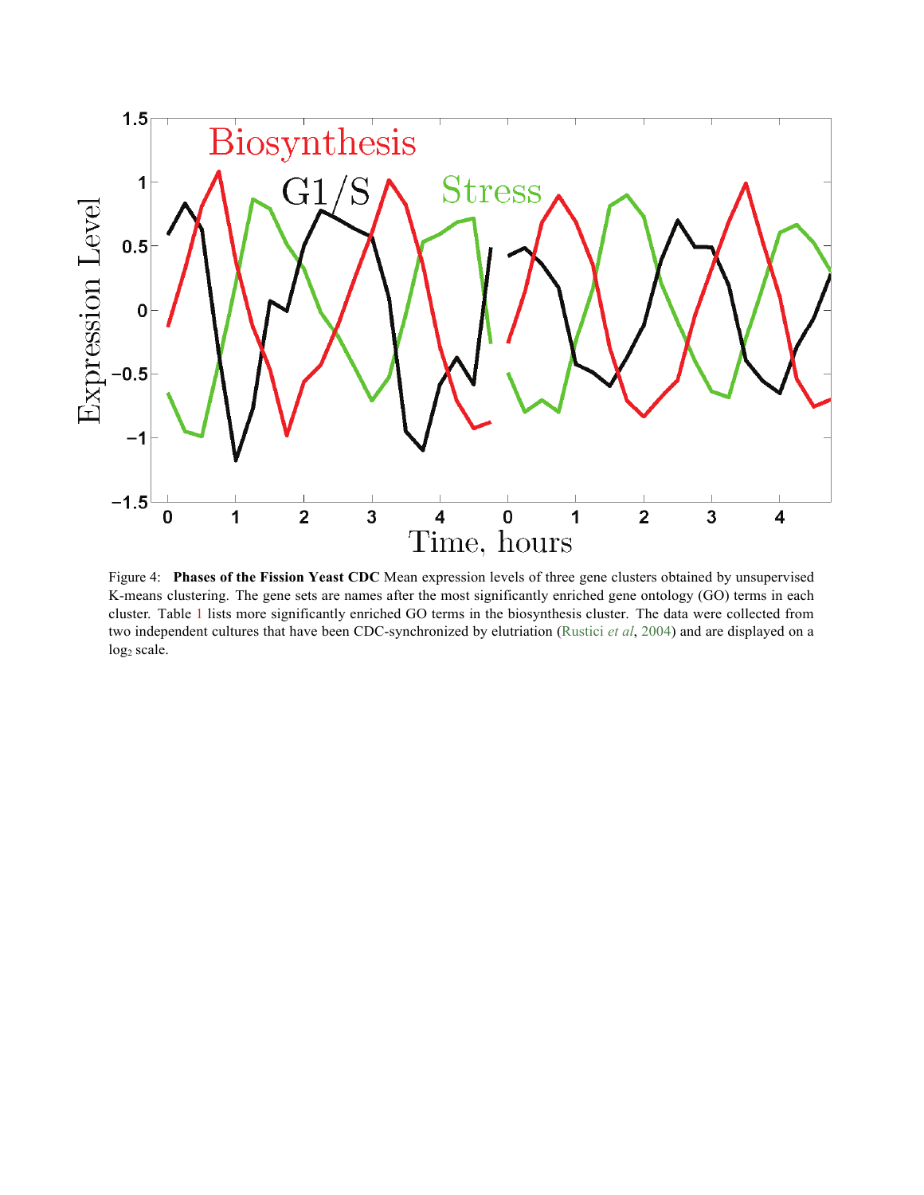Figure 4: **Phases of the Fission Yeast CDC** Mean expression levels of three gene clusters obtained by unsupervised K-means clustering. The gene sets are names after the most significantly enriched gene ontology (GO) terms in each cluster. Table 1 lists more significantly enriched GO terms in the biosynthesis cluster. The data were collected from two independent cultures that have been CDC-synchronized by elutriation (Rustici *et al*, 2004) and are displayed on a $\log_2$ scale.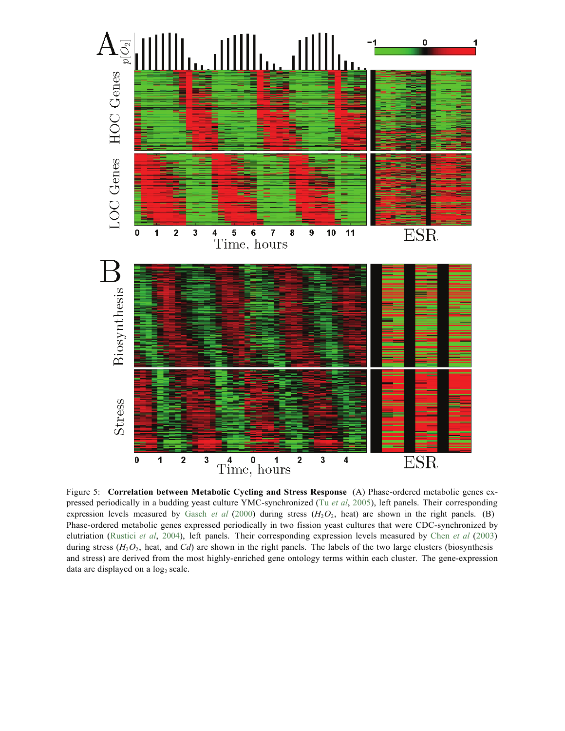Figure 5: **Correlation between Metabolic Cycling and Stress Response** (A) Phase-ordered metabolic genes expressed periodically in a budding yeast culture YMC-synchronized (Tu *et al*, 2005), left panels. Their corresponding expression levels measured by Gasch *et al* (2000) during stress ($H_2O_2$, heat) are shown in the right panels. (B) Phase-ordered metabolic genes expressed periodically in two fission yeast cultures that were CDC-synchronized by elutriation (Rustici *et al*, 2004), left panels. Their corresponding expression levels measured by Chen *et al* (2003) during stress ($H_2O_2$, heat, and *Cd*) are shown in the right panels. The labels of the two large clusters (biosynthesis and stress) are derived from the most highly-enriched gene ontology terms within each cluster. The gene-expression data are displayed on a $\log_2$ scale.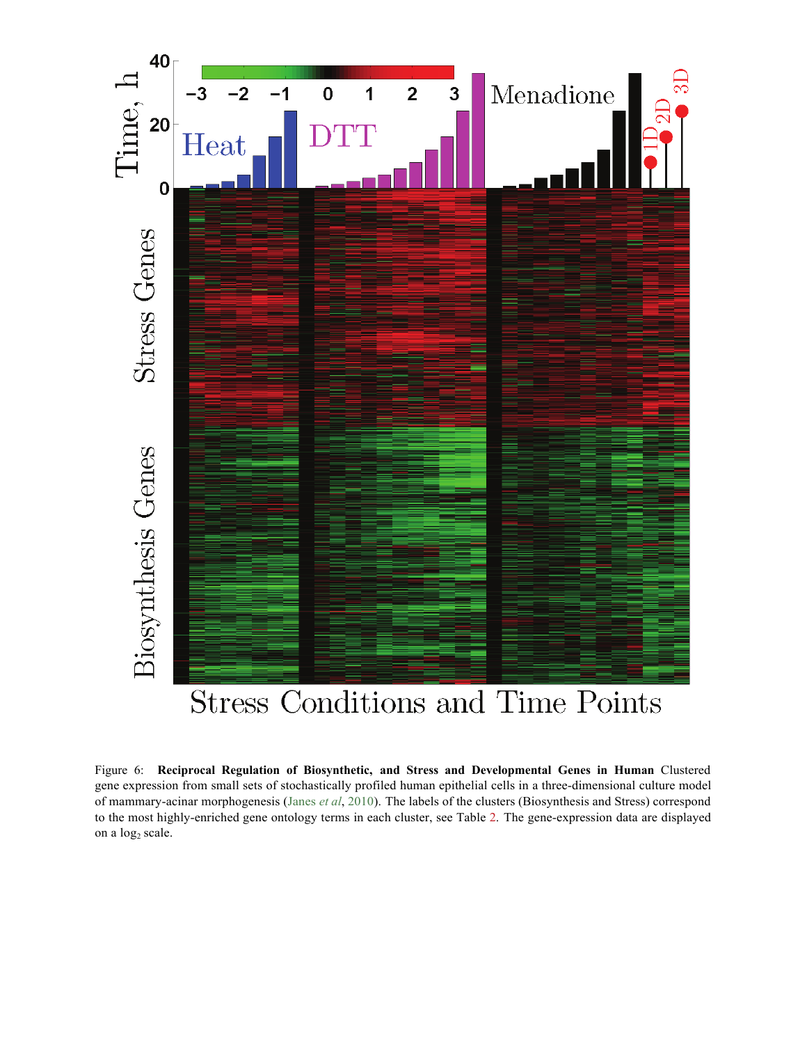Figure 6: **Reciprocal Regulation of Biosynthetic, and Stress and Developmental Genes in Human** Clustered gene expression from small sets of stochastically profiled human epithelial cells in a three-dimensional culture model of mammary-acinar morphogenesis (Janes *et al*, 2010). The labels of the clusters (Biosynthesis and Stress) correspond to the most highly-enriched gene ontology terms in each cluster, see Table 2. The gene-expression data are displayed on a $\log_2$ scale.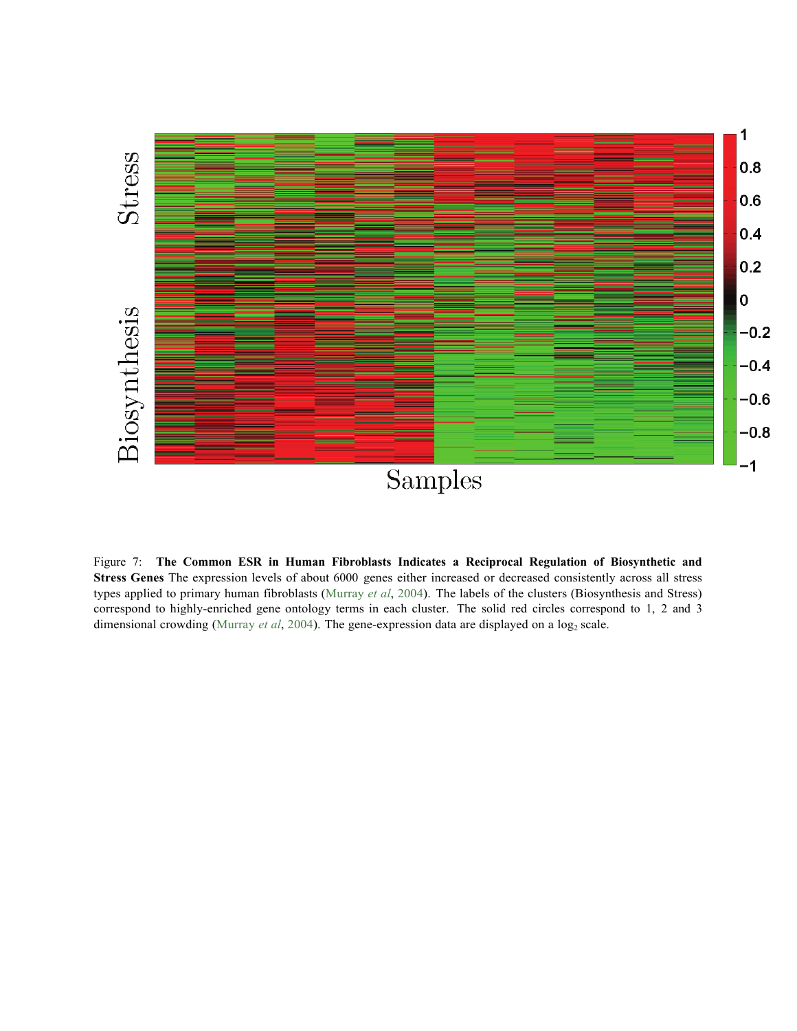Stress

Biosynthesis

Samples

1
0.8
0.6
0.4
0.2
0
−0.2
−0.4
−0.6
−0.8
−1

Figure 7: **The Common ESR in Human Fibroblasts Indicates a Reciprocal Regulation of Biosynthetic and Stress Genes** The expression levels of about 6000 genes either increased or decreased consistently across all stress types applied to primary human fibroblasts (Murray *et al*, 2004). The labels of the clusters (Biosynthesis and Stress) correspond to highly-enriched gene ontology terms in each cluster. The solid red circles correspond to 1, 2 and 3 dimensional crowding (Murray *et al*, 2004). The gene-expression data are displayed on a $\log_2$ scale.